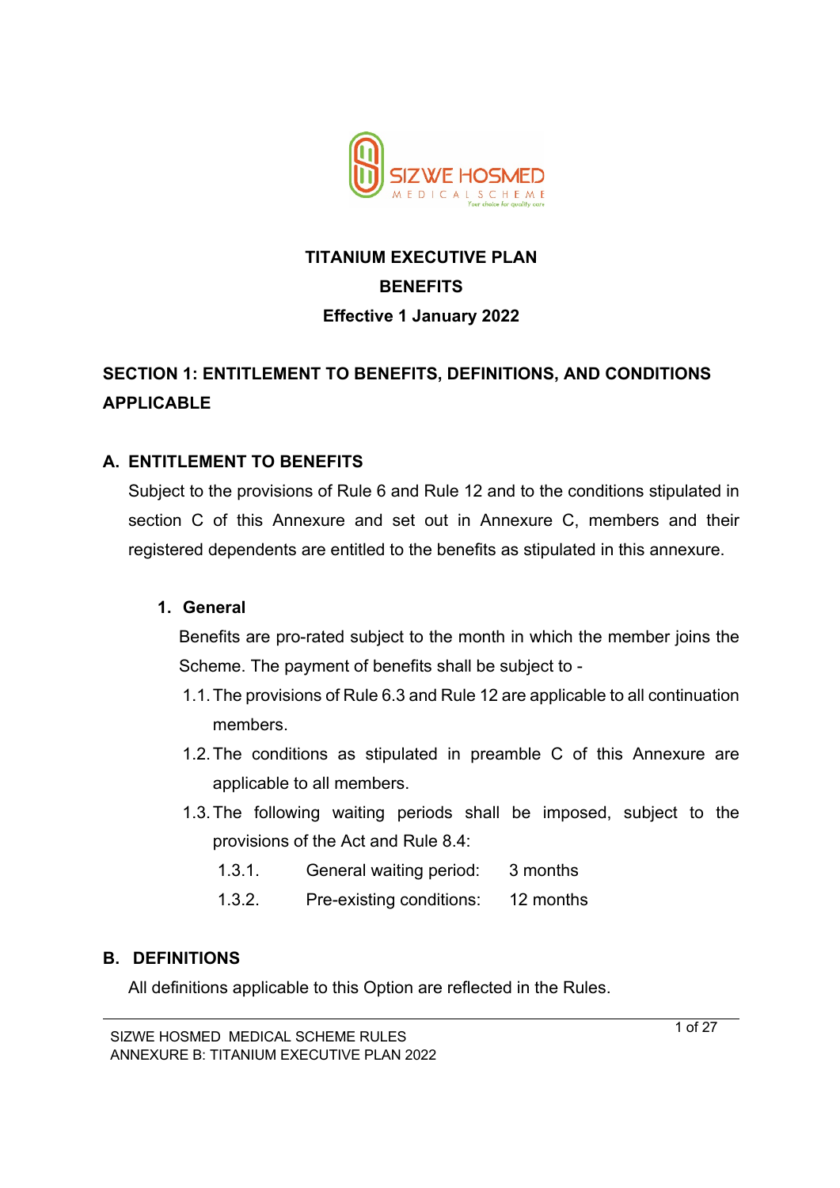# TITANIUM EXECUTIVE PLAN

# BENEFITS

**Effective 1 January 2022**

## SECTION 1: ENTITLEMENT TO BENEFITS, DEFINITIONS, AND CONDITIONS APPLICABLE

### A. ENTITLEMENT TO BENEFITS

Subject to the provisions of Rule 6 and Rule 12 and to the conditions stipulated in section C of this Annexure and set out in Annexure C, members and their registered dependents are entitled to the benefits as stipulated in this annexure.

#### 1. General

Benefits are pro-rated subject to the month in which the member joins the Scheme. The payment of benefits shall be subject to -

1.1. The provisions of Rule 6.3 and Rule 12 are applicable to all continuation members.

1.2. The conditions as stipulated in preamble C of this Annexure are applicable to all members.

1.3. The following waiting periods shall be imposed, subject to the provisions of the Act and Rule 8.4:

| | | |
|---|---|---|
| 1.3.1. | General waiting period: | 3 months |
| 1.3.2. | Pre-existing conditions: | 12 months |

### B. DEFINITIONS

All definitions applicable to this Option are reflected in the Rules.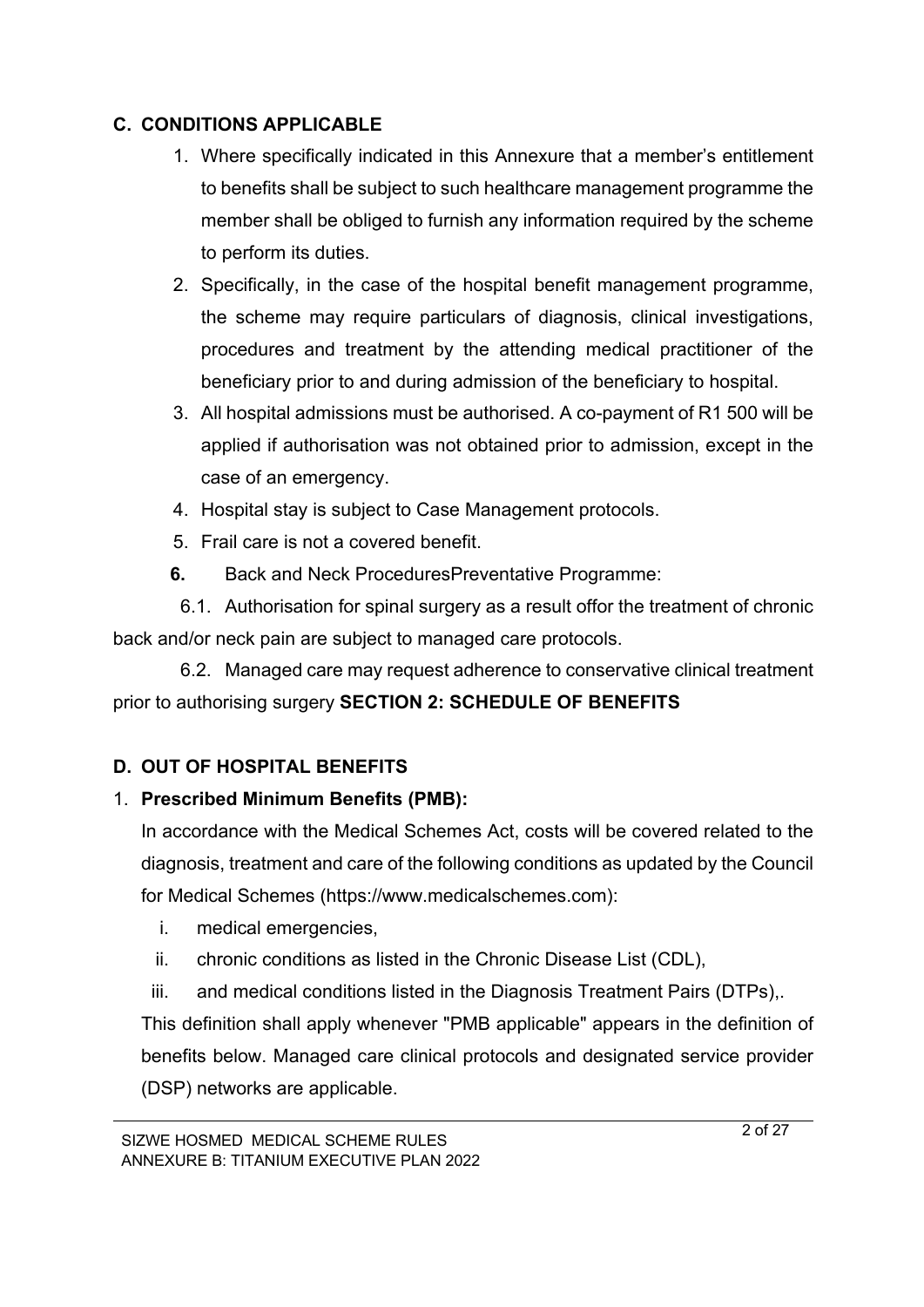## C. CONDITIONS APPLICABLE

1. Where specifically indicated in this Annexure that a member's entitlement to benefits shall be subject to such healthcare management programme the member shall be obliged to furnish any information required by the scheme to perform its duties.
2. Specifically, in the case of the hospital benefit management programme, the scheme may require particulars of diagnosis, clinical investigations, procedures and treatment by the attending medical practitioner of the beneficiary prior to and during admission of the beneficiary to hospital.
3. All hospital admissions must be authorised. A co-payment of R1 500 will be applied if authorisation was not obtained prior to admission, except in the case of an emergency.
4. Hospital stay is subject to Case Management protocols.
5. Frail care is not a covered benefit.
6. Back and Neck ProceduresPreventative Programme:

6.1. Authorisation for spinal surgery as a result offor the treatment of chronic back and/or neck pain are subject to managed care protocols.

6.2. Managed care may request adherence to conservative clinical treatment prior to authorising surgery **SECTION 2: SCHEDULE OF BENEFITS**

## D. OUT OF HOSPITAL BENEFITS

1. **Prescribed Minimum Benefits (PMB):**

   In accordance with the Medical Schemes Act, costs will be covered related to the diagnosis, treatment and care of the following conditions as updated by the Council for Medical Schemes (https://www.medicalschemes.com):

   i. medical emergencies,

   ii. chronic conditions as listed in the Chronic Disease List (CDL),

   iii. and medical conditions listed in the Diagnosis Treatment Pairs (DTPs),.

   This definition shall apply whenever "PMB applicable" appears in the definition of benefits below. Managed care clinical protocols and designated service provider (DSP) networks are applicable.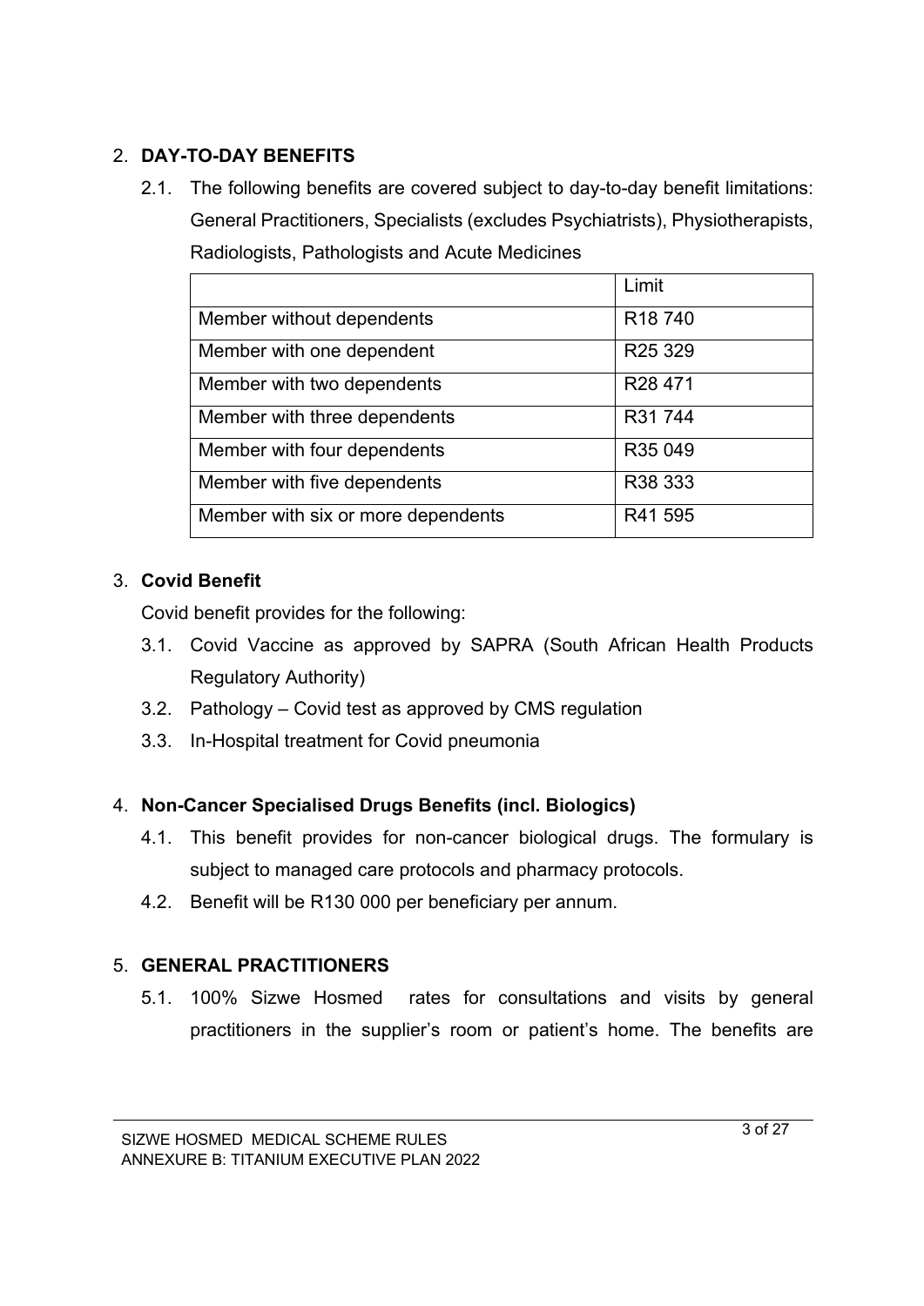## 2. DAY-TO-DAY BENEFITS

2.1. The following benefits are covered subject to day-to-day benefit limitations: General Practitioners, Specialists (excludes Psychiatrists), Physiotherapists, Radiologists, Pathologists and Acute Medicines

| | Limit |
|---|---|
| Member without dependents | R18 740 |
| Member with one dependent | R25 329 |
| Member with two dependents | R28 471 |
| Member with three dependents | R31 744 |
| Member with four dependents | R35 049 |
| Member with five dependents | R38 333 |
| Member with six or more dependents | R41 595 |

## 3. Covid Benefit

Covid benefit provides for the following:

3.1. Covid Vaccine as approved by SAPRA (South African Health Products Regulatory Authority)

3.2. Pathology – Covid test as approved by CMS regulation

3.3. In-Hospital treatment for Covid pneumonia

## 4. Non-Cancer Specialised Drugs Benefits (incl. Biologics)

4.1. This benefit provides for non-cancer biological drugs. The formulary is subject to managed care protocols and pharmacy protocols.

4.2. Benefit will be R130 000 per beneficiary per annum.

## 5. GENERAL PRACTITIONERS

5.1. 100% Sizwe Hosmed rates for consultations and visits by general practitioners in the supplier's room or patient's home. The benefits are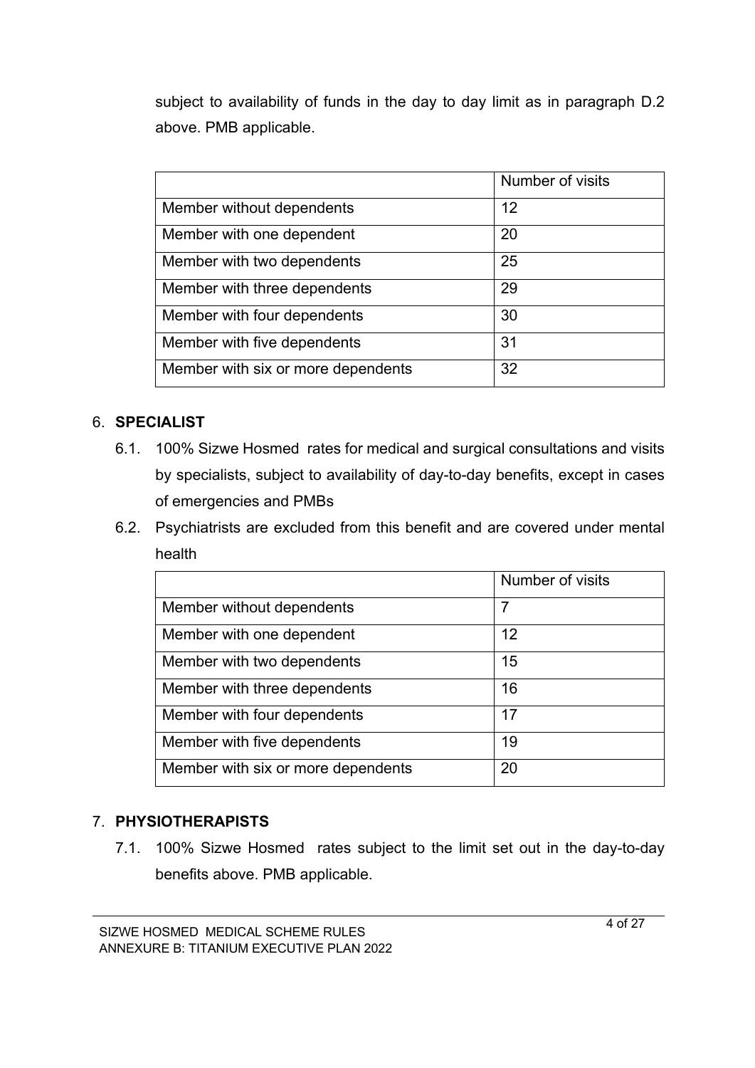subject to availability of funds in the day to day limit as in paragraph D.2 above. PMB applicable.

| | Number of visits |
|---|---|
| Member without dependents | 12 |
| Member with one dependent | 20 |
| Member with two dependents | 25 |
| Member with three dependents | 29 |
| Member with four dependents | 30 |
| Member with five dependents | 31 |
| Member with six or more dependents | 32 |

6. **SPECIALIST**

   6.1. 100% Sizwe Hosmed rates for medical and surgical consultations and visits by specialists, subject to availability of day-to-day benefits, except in cases of emergencies and PMBs

   6.2. Psychiatrists are excluded from this benefit and are covered under mental health

| | Number of visits |
|---|---|
| Member without dependents | 7 |
| Member with one dependent | 12 |
| Member with two dependents | 15 |
| Member with three dependents | 16 |
| Member with four dependents | 17 |
| Member with five dependents | 19 |
| Member with six or more dependents | 20 |

7. **PHYSIOTHERAPISTS**

   7.1. 100% Sizwe Hosmed rates subject to the limit set out in the day-to-day benefits above. PMB applicable.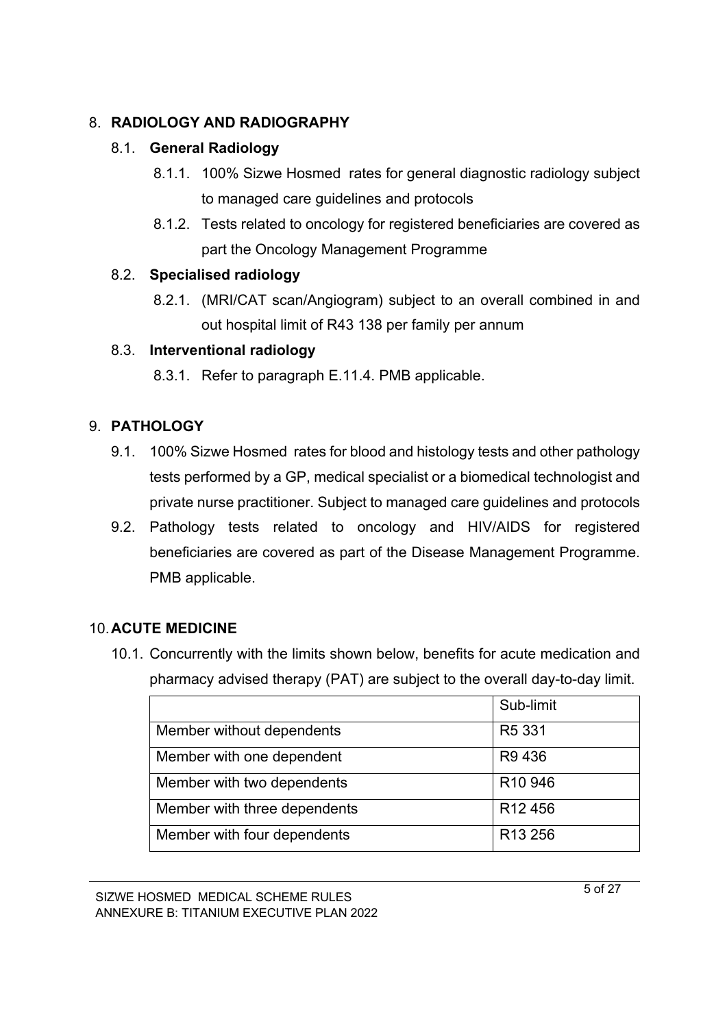## 8. RADIOLOGY AND RADIOGRAPHY

### 8.1. General Radiology

8.1.1. 100% Sizwe Hosmed rates for general diagnostic radiology subject to managed care guidelines and protocols

8.1.2. Tests related to oncology for registered beneficiaries are covered as part the Oncology Management Programme

### 8.2. Specialised radiology

8.2.1. (MRI/CAT scan/Angiogram) subject to an overall combined in and out hospital limit of R43 138 per family per annum

### 8.3. Interventional radiology

8.3.1. Refer to paragraph E.11.4. PMB applicable.

## 9. PATHOLOGY

9.1. 100% Sizwe Hosmed rates for blood and histology tests and other pathology tests performed by a GP, medical specialist or a biomedical technologist and private nurse practitioner. Subject to managed care guidelines and protocols

9.2. Pathology tests related to oncology and HIV/AIDS for registered beneficiaries are covered as part of the Disease Management Programme. PMB applicable.

## 10. ACUTE MEDICINE

10.1. Concurrently with the limits shown below, benefits for acute medication and pharmacy advised therapy (PAT) are subject to the overall day-to-day limit.

| | Sub-limit |
|---|---|
| Member without dependents | R5 331 |
| Member with one dependent | R9 436 |
| Member with two dependents | R10 946 |
| Member with three dependents | R12 456 |
| Member with four dependents | R13 256 |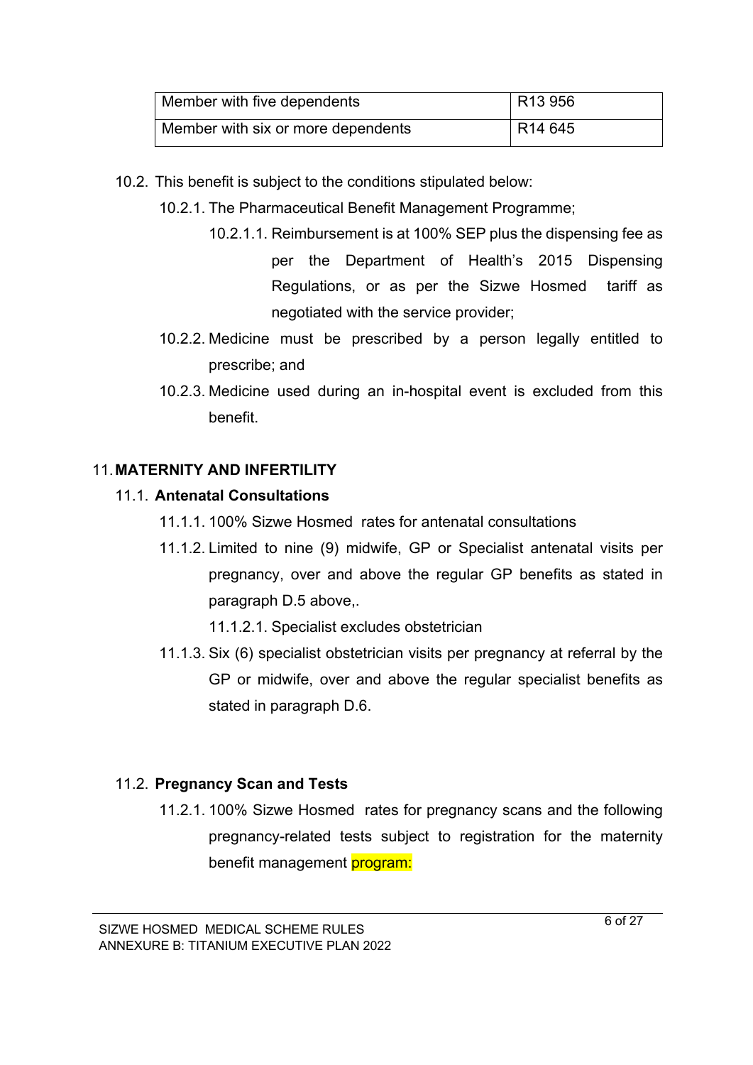| Member with five dependents | R13 956 |
| --- | --- |
| Member with six or more dependents | R14 645 |

10.2. This benefit is subject to the conditions stipulated below:

10.2.1. The Pharmaceutical Benefit Management Programme;

10.2.1.1. Reimbursement is at 100% SEP plus the dispensing fee as per the Department of Health's 2015 Dispensing Regulations, or as per the Sizwe Hosmed tariff as negotiated with the service provider;

10.2.2. Medicine must be prescribed by a person legally entitled to prescribe; and

10.2.3. Medicine used during an in-hospital event is excluded from this benefit.

## 11. MATERNITY AND INFERTILITY

### 11.1. Antenatal Consultations

11.1.1. 100% Sizwe Hosmed rates for antenatal consultations

11.1.2. Limited to nine (9) midwife, GP or Specialist antenatal visits per pregnancy, over and above the regular GP benefits as stated in paragraph D.5 above,.

11.1.2.1. Specialist excludes obstetrician

11.1.3. Six (6) specialist obstetrician visits per pregnancy at referral by the GP or midwife, over and above the regular specialist benefits as stated in paragraph D.6.

### 11.2. Pregnancy Scan and Tests

11.2.1. 100% Sizwe Hosmed rates for pregnancy scans and the following pregnancy-related tests subject to registration for the maternity benefit management program: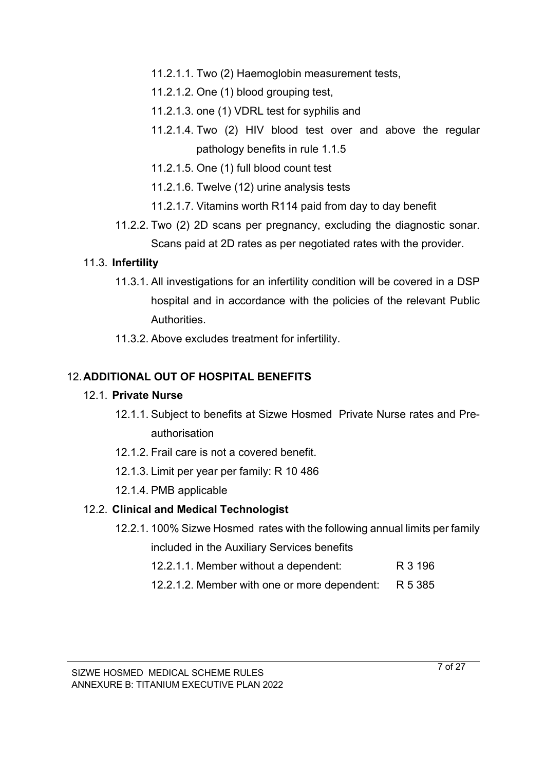- 11.2.1.1. Two (2) Haemoglobin measurement tests,
- 11.2.1.2. One (1) blood grouping test,
- 11.2.1.3. one (1) VDRL test for syphilis and
- 11.2.1.4. Two (2) HIV blood test over and above the regular pathology benefits in rule 1.1.5
- 11.2.1.5. One (1) full blood count test
- 11.2.1.6. Twelve (12) urine analysis tests
- 11.2.1.7. Vitamins worth R114 paid from day to day benefit

11.2.2. Two (2) 2D scans per pregnancy, excluding the diagnostic sonar. Scans paid at 2D rates as per negotiated rates with the provider.

### 11.3. **Infertility**

11.3.1. All investigations for an infertility condition will be covered in a DSP hospital and in accordance with the policies of the relevant Public Authorities.

11.3.2. Above excludes treatment for infertility.

## 12. **ADDITIONAL OUT OF HOSPITAL BENEFITS**

### 12.1. **Private Nurse**

12.1.1. Subject to benefits at Sizwe Hosmed Private Nurse rates and Pre-authorisation

12.1.2. Frail care is not a covered benefit.

12.1.3. Limit per year per family: R 10 486

12.1.4. PMB applicable

### 12.2. **Clinical and Medical Technologist**

12.2.1. 100% Sizwe Hosmed rates with the following annual limits per family included in the Auxiliary Services benefits

| | |
|---|---|
| 12.2.1.1. Member without a dependent: | R 3 196 |
| 12.2.1.2. Member with one or more dependent: | R 5 385 |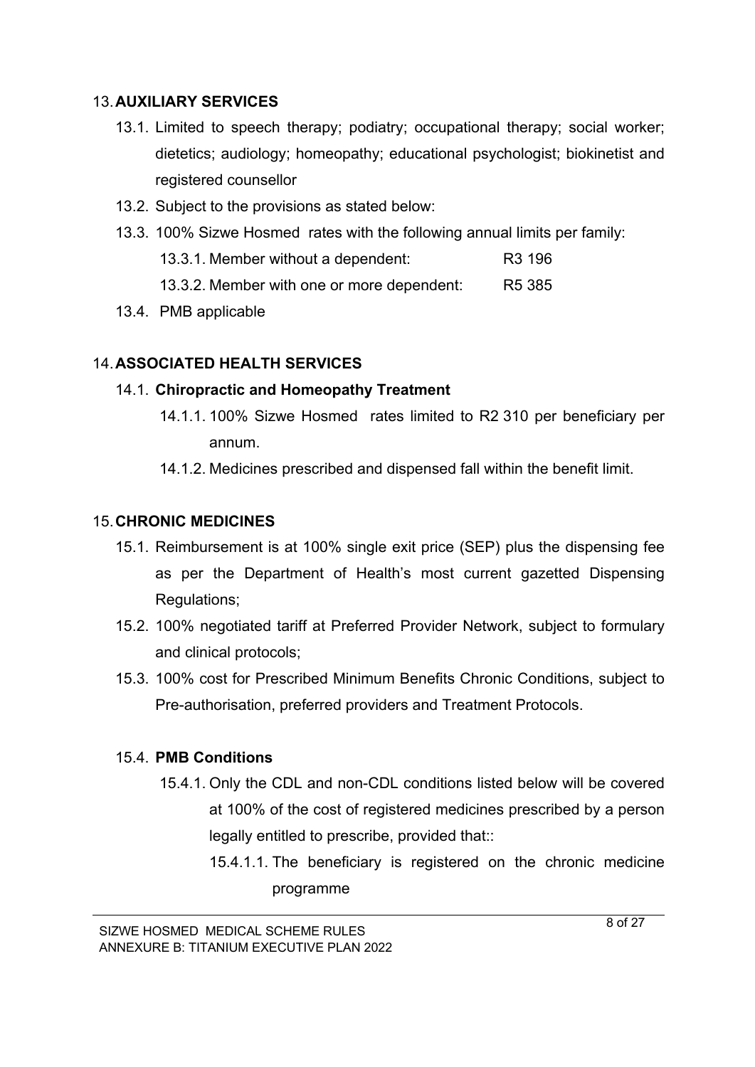## 13. AUXILIARY SERVICES

13.1. Limited to speech therapy; podiatry; occupational therapy; social worker; dietetics; audiology; homeopathy; educational psychologist; biokinetist and registered counsellor

13.2. Subject to the provisions as stated below:

13.3. 100% Sizwe Hosmed rates with the following annual limits per family:

13.3.1. Member without a dependent: R3 196

13.3.2. Member with one or more dependent: R5 385

13.4. PMB applicable

## 14. ASSOCIATED HEALTH SERVICES

### 14.1. Chiropractic and Homeopathy Treatment

14.1.1. 100% Sizwe Hosmed rates limited to R2 310 per beneficiary per annum.

14.1.2. Medicines prescribed and dispensed fall within the benefit limit.

## 15. CHRONIC MEDICINES

15.1. Reimbursement is at 100% single exit price (SEP) plus the dispensing fee as per the Department of Health's most current gazetted Dispensing Regulations;

15.2. 100% negotiated tariff at Preferred Provider Network, subject to formulary and clinical protocols;

15.3. 100% cost for Prescribed Minimum Benefits Chronic Conditions, subject to Pre-authorisation, preferred providers and Treatment Protocols.

### 15.4. PMB Conditions

15.4.1. Only the CDL and non-CDL conditions listed below will be covered at 100% of the cost of registered medicines prescribed by a person legally entitled to prescribe, provided that::

15.4.1.1. The beneficiary is registered on the chronic medicine programme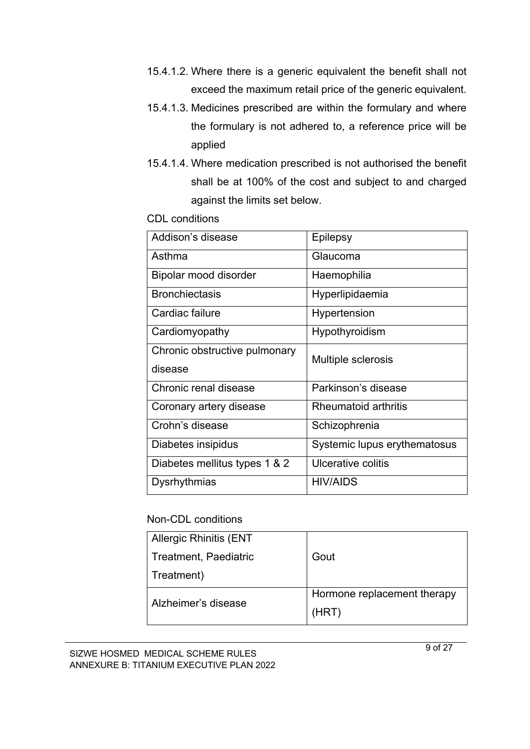15.4.1.2. Where there is a generic equivalent the benefit shall not exceed the maximum retail price of the generic equivalent.

15.4.1.3. Medicines prescribed are within the formulary and where the formulary is not adhered to, a reference price will be applied

15.4.1.4. Where medication prescribed is not authorised the benefit shall be at 100% of the cost and subject to and charged against the limits set below.

CDL conditions

| Addison's disease | Epilepsy |
|---|---|
| Asthma | Glaucoma |
| Bipolar mood disorder | Haemophilia |
| Bronchiectasis | Hyperlipidaemia |
| Cardiac failure | Hypertension |
| Cardiomyopathy | Hypothyroidism |
| Chronic obstructive pulmonary disease | Multiple sclerosis |
| Chronic renal disease | Parkinson's disease |
| Coronary artery disease | Rheumatoid arthritis |
| Crohn's disease | Schizophrenia |
| Diabetes insipidus | Systemic lupus erythematosus |
| Diabetes mellitus types 1 & 2 | Ulcerative colitis |
| Dysrhythmias | HIV/AIDS |

Non-CDL conditions

| Allergic Rhinitis (ENT Treatment, Paediatric Treatment) | Gout |
|---|---|
| Alzheimer's disease | Hormone replacement therapy (HRT) |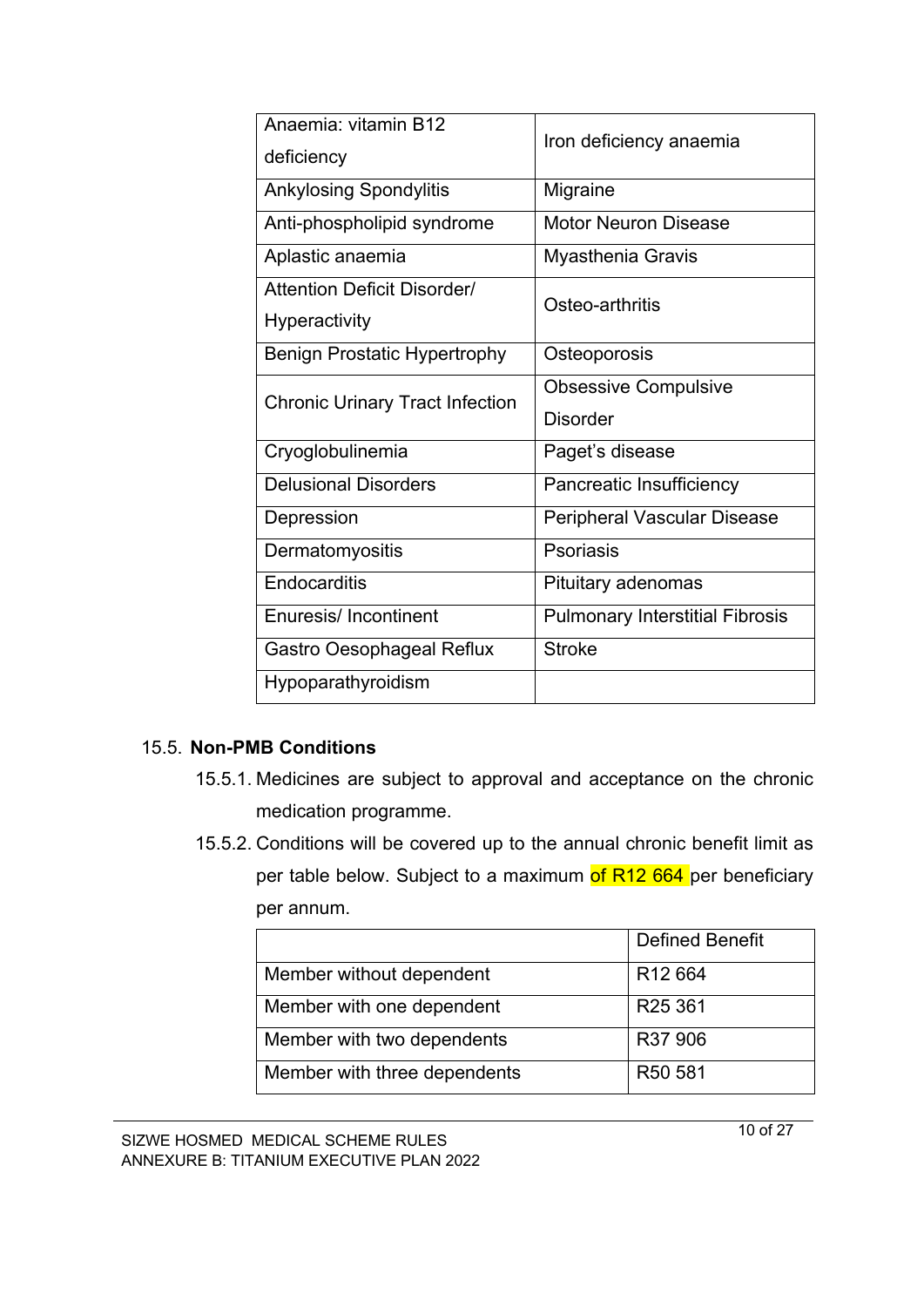| Anaemia: vitamin B12 deficiency | Iron deficiency anaemia |
|---|---|
| Ankylosing Spondylitis | Migraine |
| Anti-phospholipid syndrome | Motor Neuron Disease |
| Aplastic anaemia | Myasthenia Gravis |
| Attention Deficit Disorder/ Hyperactivity | Osteo-arthritis |
| Benign Prostatic Hypertrophy | Osteoporosis |
| Chronic Urinary Tract Infection | Obsessive Compulsive Disorder |
| Cryoglobulinemia | Paget's disease |
| Delusional Disorders | Pancreatic Insufficiency |
| Depression | Peripheral Vascular Disease |
| Dermatomyositis | Psoriasis |
| Endocarditis | Pituitary adenomas |
| Enuresis/ Incontinent | Pulmonary Interstitial Fibrosis |
| Gastro Oesophageal Reflux | Stroke |
| Hypoparathyroidism | |

15.5. **Non-PMB Conditions**

15.5.1. Medicines are subject to approval and acceptance on the chronic medication programme.

15.5.2. Conditions will be covered up to the annual chronic benefit limit as per table below. Subject to a maximum of R12 664 per beneficiary per annum.

| | Defined Benefit |
|---|---|
| Member without dependent | R12 664 |
| Member with one dependent | R25 361 |
| Member with two dependents | R37 906 |
| Member with three dependents | R50 581 |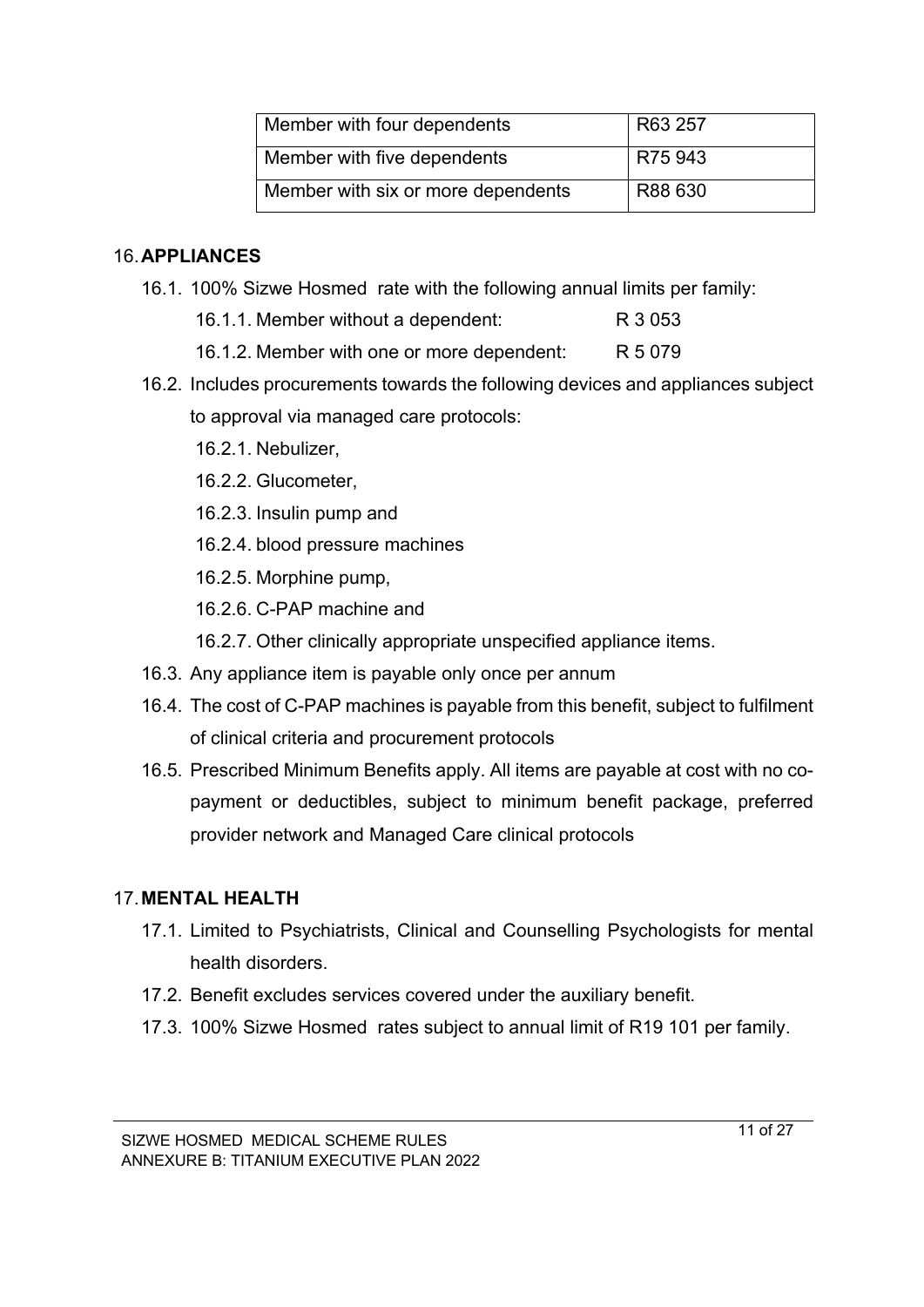| Member with four dependents | R63 257 |
|---|---|
| Member with five dependents | R75 943 |
| Member with six or more dependents | R88 630 |

## 16. APPLIANCES

16.1. 100% Sizwe Hosmed rate with the following annual limits per family:

- 16.1.1. Member without a dependent: R 3 053
- 16.1.2. Member with one or more dependent: R 5 079

16.2. Includes procurements towards the following devices and appliances subject to approval via managed care protocols:

- 16.2.1. Nebulizer,
- 16.2.2. Glucometer,
- 16.2.3. Insulin pump and
- 16.2.4. blood pressure machines
- 16.2.5. Morphine pump,
- 16.2.6. C-PAP machine and
- 16.2.7. Other clinically appropriate unspecified appliance items.

16.3. Any appliance item is payable only once per annum

16.4. The cost of C-PAP machines is payable from this benefit, subject to fulfilment of clinical criteria and procurement protocols

16.5. Prescribed Minimum Benefits apply. All items are payable at cost with no co-payment or deductibles, subject to minimum benefit package, preferred provider network and Managed Care clinical protocols

## 17. MENTAL HEALTH

17.1. Limited to Psychiatrists, Clinical and Counselling Psychologists for mental health disorders.

17.2. Benefit excludes services covered under the auxiliary benefit.

17.3. 100% Sizwe Hosmed rates subject to annual limit of R19 101 per family.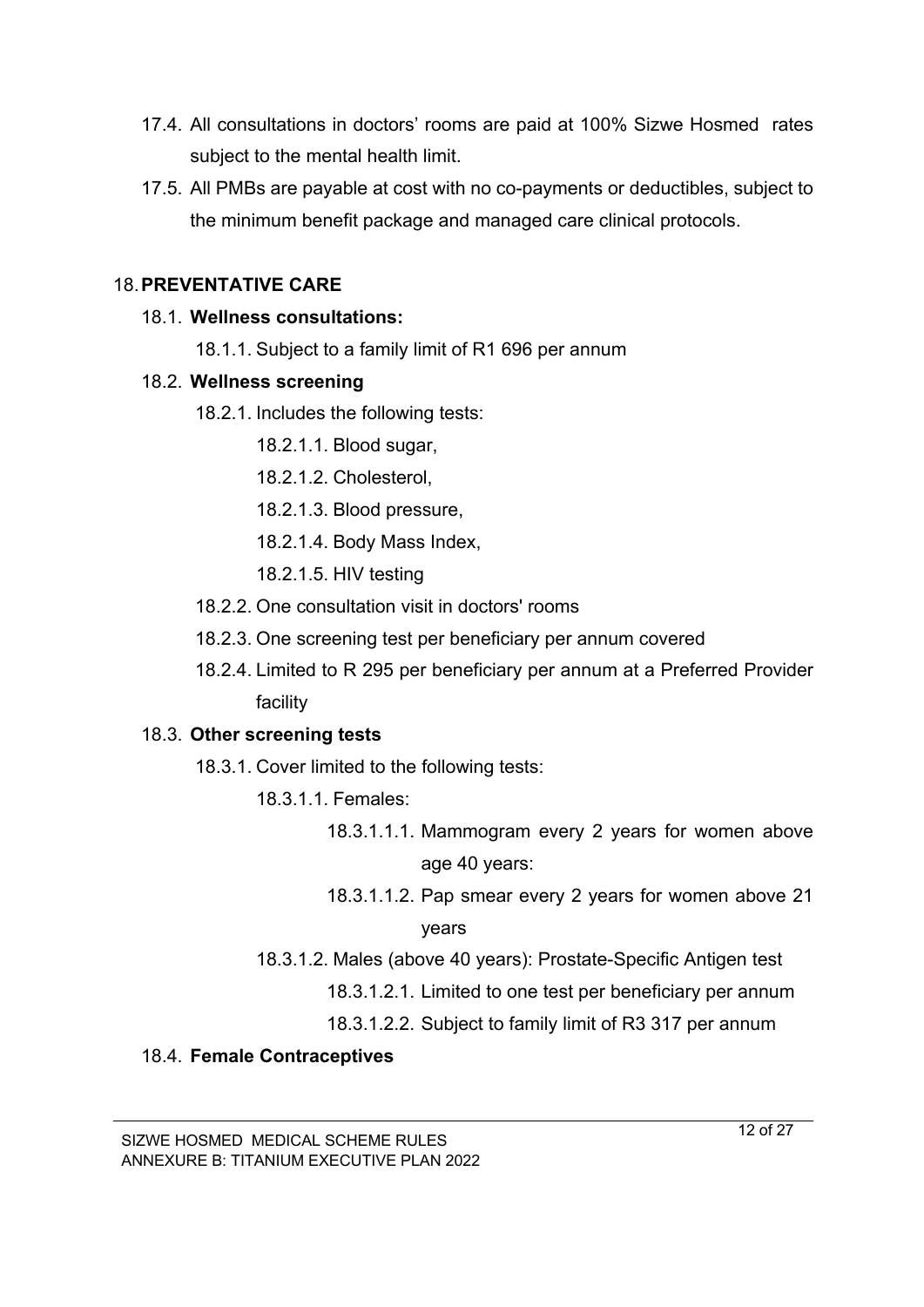17.4. All consultations in doctors' rooms are paid at 100% Sizwe Hosmed rates subject to the mental health limit.

17.5. All PMBs are payable at cost with no co-payments or deductibles, subject to the minimum benefit package and managed care clinical protocols.

## 18. PREVENTATIVE CARE

### 18.1. Wellness consultations:

18.1.1. Subject to a family limit of R1 696 per annum

### 18.2. Wellness screening

18.2.1. Includes the following tests:

- 18.2.1.1. Blood sugar,
- 18.2.1.2. Cholesterol,
- 18.2.1.3. Blood pressure,
- 18.2.1.4. Body Mass Index,
- 18.2.1.5. HIV testing

18.2.2. One consultation visit in doctors' rooms

18.2.3. One screening test per beneficiary per annum covered

18.2.4. Limited to R 295 per beneficiary per annum at a Preferred Provider facility

### 18.3. Other screening tests

18.3.1. Cover limited to the following tests:

18.3.1.1. Females:

- 18.3.1.1.1. Mammogram every 2 years for women above age 40 years:
- 18.3.1.1.2. Pap smear every 2 years for women above 21 years

18.3.1.2. Males (above 40 years): Prostate-Specific Antigen test

- 18.3.1.2.1. Limited to one test per beneficiary per annum
- 18.3.1.2.2. Subject to family limit of R3 317 per annum

### 18.4. Female Contraceptives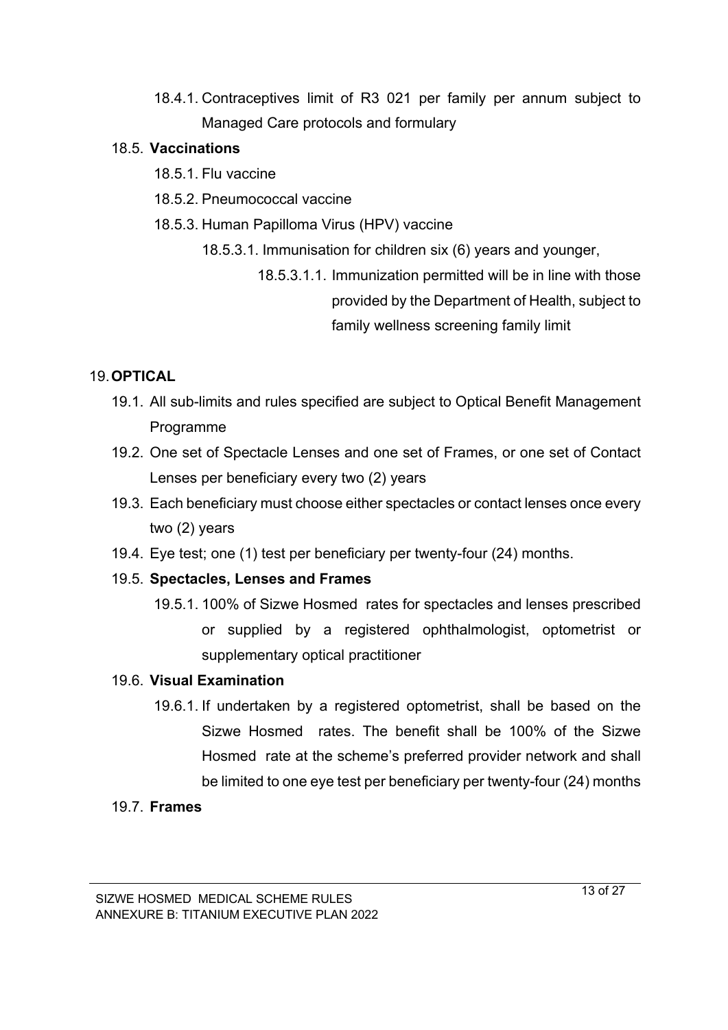18.4.1. Contraceptives limit of R3 021 per family per annum subject to Managed Care protocols and formulary

18.5. **Vaccinations**

18.5.1. Flu vaccine

18.5.2. Pneumococcal vaccine

18.5.3. Human Papilloma Virus (HPV) vaccine

18.5.3.1. Immunisation for children six (6) years and younger,

18.5.3.1.1. Immunization permitted will be in line with those provided by the Department of Health, subject to family wellness screening family limit

## 19. OPTICAL

19.1. All sub-limits and rules specified are subject to Optical Benefit Management Programme

19.2. One set of Spectacle Lenses and one set of Frames, or one set of Contact Lenses per beneficiary every two (2) years

19.3. Each beneficiary must choose either spectacles or contact lenses once every two (2) years

19.4. Eye test; one (1) test per beneficiary per twenty-four (24) months.

19.5. **Spectacles, Lenses and Frames**

19.5.1. 100% of Sizwe Hosmed rates for spectacles and lenses prescribed or supplied by a registered ophthalmologist, optometrist or supplementary optical practitioner

19.6. **Visual Examination**

19.6.1. If undertaken by a registered optometrist, shall be based on the Sizwe Hosmed rates. The benefit shall be 100% of the Sizwe Hosmed rate at the scheme's preferred provider network and shall be limited to one eye test per beneficiary per twenty-four (24) months

19.7. **Frames**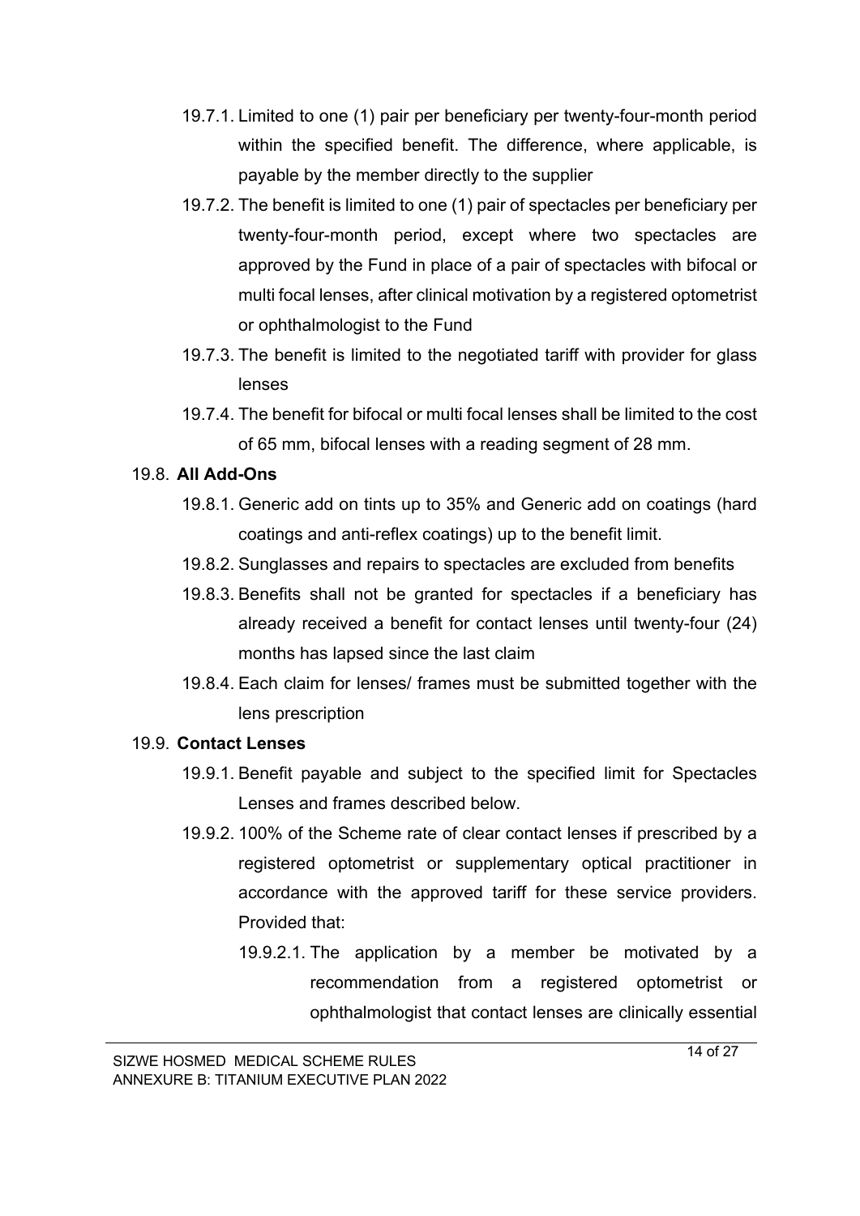19.7.1. Limited to one (1) pair per beneficiary per twenty-four-month period within the specified benefit. The difference, where applicable, is payable by the member directly to the supplier

19.7.2. The benefit is limited to one (1) pair of spectacles per beneficiary per twenty-four-month period, except where two spectacles are approved by the Fund in place of a pair of spectacles with bifocal or multi focal lenses, after clinical motivation by a registered optometrist or ophthalmologist to the Fund

19.7.3. The benefit is limited to the negotiated tariff with provider for glass lenses

19.7.4. The benefit for bifocal or multi focal lenses shall be limited to the cost of 65 mm, bifocal lenses with a reading segment of 28 mm.

19.8. **All Add-Ons**

19.8.1. Generic add on tints up to 35% and Generic add on coatings (hard coatings and anti-reflex coatings) up to the benefit limit.

19.8.2. Sunglasses and repairs to spectacles are excluded from benefits

19.8.3. Benefits shall not be granted for spectacles if a beneficiary has already received a benefit for contact lenses until twenty-four (24) months has lapsed since the last claim

19.8.4. Each claim for lenses/ frames must be submitted together with the lens prescription

19.9. **Contact Lenses**

19.9.1. Benefit payable and subject to the specified limit for Spectacles Lenses and frames described below.

19.9.2. 100% of the Scheme rate of clear contact lenses if prescribed by a registered optometrist or supplementary optical practitioner in accordance with the approved tariff for these service providers. Provided that:

19.9.2.1. The application by a member be motivated by a recommendation from a registered optometrist or ophthalmologist that contact lenses are clinically essential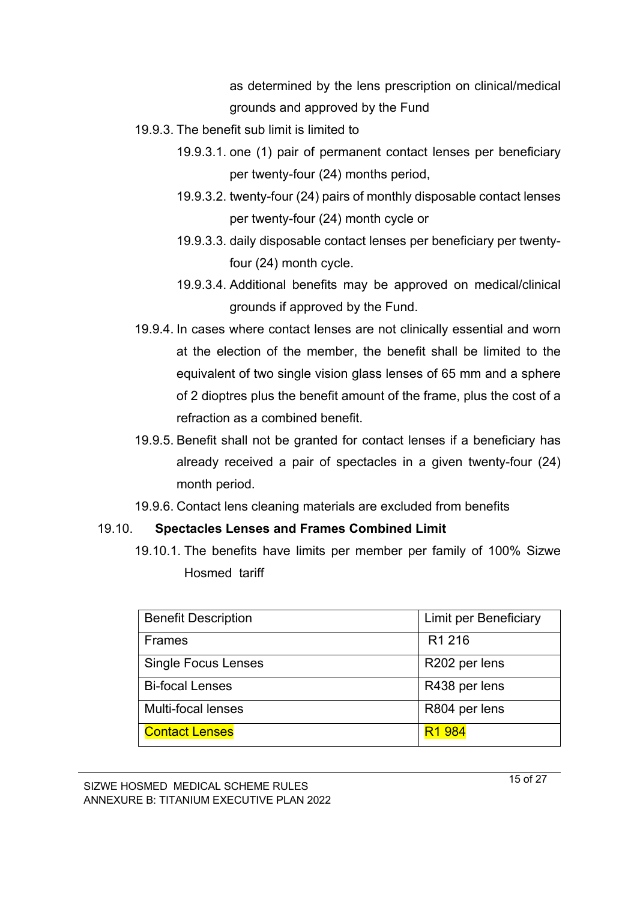as determined by the lens prescription on clinical/medical grounds and approved by the Fund

19.9.3. The benefit sub limit is limited to

19.9.3.1. one (1) pair of permanent contact lenses per beneficiary per twenty-four (24) months period,

19.9.3.2. twenty-four (24) pairs of monthly disposable contact lenses per twenty-four (24) month cycle or

19.9.3.3. daily disposable contact lenses per beneficiary per twenty-four (24) month cycle.

19.9.3.4. Additional benefits may be approved on medical/clinical grounds if approved by the Fund.

19.9.4. In cases where contact lenses are not clinically essential and worn at the election of the member, the benefit shall be limited to the equivalent of two single vision glass lenses of 65 mm and a sphere of 2 dioptres plus the benefit amount of the frame, plus the cost of a refraction as a combined benefit.

19.9.5. Benefit shall not be granted for contact lenses if a beneficiary has already received a pair of spectacles in a given twenty-four (24) month period.

19.9.6. Contact lens cleaning materials are excluded from benefits

### 19.10. Spectacles Lenses and Frames Combined Limit

19.10.1. The benefits have limits per member per family of 100% Sizwe Hosmed tariff

| Benefit Description | Limit per Beneficiary |
|---|---|
| Frames | R1 216 |
| Single Focus Lenses | R202 per lens |
| Bi-focal Lenses | R438 per lens |
| Multi-focal lenses | R804 per lens |
| Contact Lenses | R1 984 |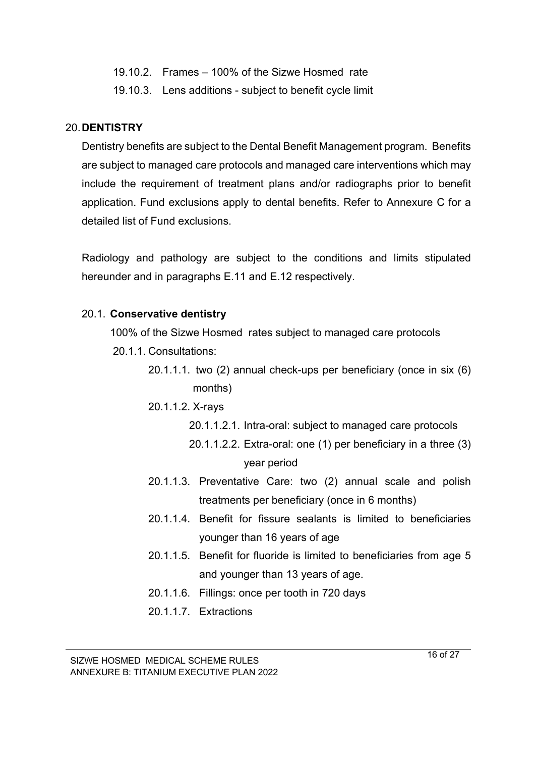19.10.2. Frames – 100% of the Sizwe Hosmed rate

19.10.3. Lens additions - subject to benefit cycle limit

## 20. DENTISTRY

Dentistry benefits are subject to the Dental Benefit Management program. Benefits are subject to managed care protocols and managed care interventions which may include the requirement of treatment plans and/or radiographs prior to benefit application. Fund exclusions apply to dental benefits. Refer to Annexure C for a detailed list of Fund exclusions.

Radiology and pathology are subject to the conditions and limits stipulated hereunder and in paragraphs E.11 and E.12 respectively.

### 20.1. Conservative dentistry

100% of the Sizwe Hosmed rates subject to managed care protocols

- 20.1.1. Consultations:
  - 20.1.1.1. two (2) annual check-ups per beneficiary (once in six (6) months)
  - 20.1.1.2. X-rays
    - 20.1.1.2.1. Intra-oral: subject to managed care protocols
    - 20.1.1.2.2. Extra-oral: one (1) per beneficiary in a three (3) year period
  - 20.1.1.3. Preventative Care: two (2) annual scale and polish treatments per beneficiary (once in 6 months)
  - 20.1.1.4. Benefit for fissure sealants is limited to beneficiaries younger than 16 years of age
  - 20.1.1.5. Benefit for fluoride is limited to beneficiaries from age 5 and younger than 13 years of age.
  - 20.1.1.6. Fillings: once per tooth in 720 days
  - 20.1.1.7. Extractions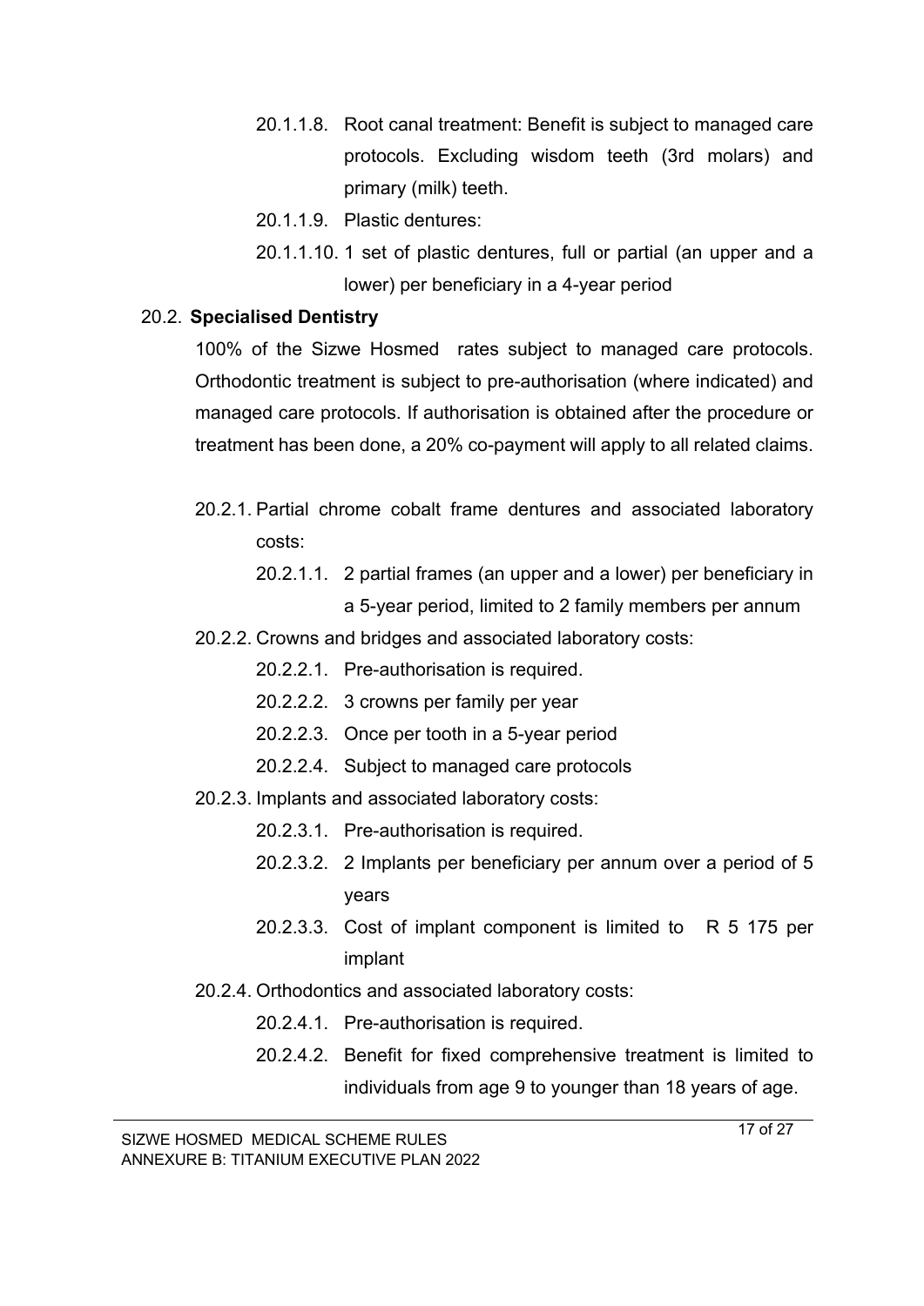20.1.1.8. Root canal treatment: Benefit is subject to managed care protocols. Excluding wisdom teeth (3rd molars) and primary (milk) teeth.

20.1.1.9. Plastic dentures:

20.1.1.10. 1 set of plastic dentures, full or partial (an upper and a lower) per beneficiary in a 4-year period

## 20.2. Specialised Dentistry

100% of the Sizwe Hosmed rates subject to managed care protocols. Orthodontic treatment is subject to pre-authorisation (where indicated) and managed care protocols. If authorisation is obtained after the procedure or treatment has been done, a 20% co-payment will apply to all related claims.

20.2.1. Partial chrome cobalt frame dentures and associated laboratory costs:

20.2.1.1. 2 partial frames (an upper and a lower) per beneficiary in a 5-year period, limited to 2 family members per annum

20.2.2. Crowns and bridges and associated laboratory costs:

20.2.2.1. Pre-authorisation is required.

20.2.2.2. 3 crowns per family per year

20.2.2.3. Once per tooth in a 5-year period

20.2.2.4. Subject to managed care protocols

20.2.3. Implants and associated laboratory costs:

20.2.3.1. Pre-authorisation is required.

20.2.3.2. 2 Implants per beneficiary per annum over a period of 5 years

20.2.3.3. Cost of implant component is limited to R 5 175 per implant

20.2.4. Orthodontics and associated laboratory costs:

20.2.4.1. Pre-authorisation is required.

20.2.4.2. Benefit for fixed comprehensive treatment is limited to individuals from age 9 to younger than 18 years of age.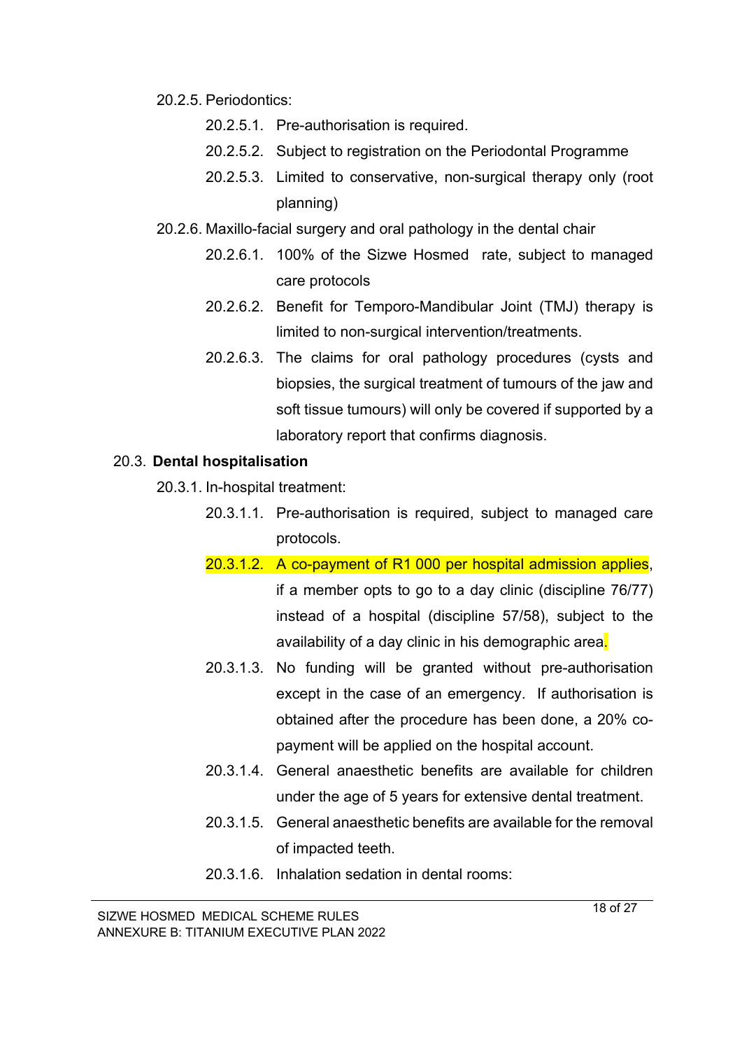20.2.5. Periodontics:

20.2.5.1. Pre-authorisation is required.

20.2.5.2. Subject to registration on the Periodontal Programme

20.2.5.3. Limited to conservative, non-surgical therapy only (root planning)

20.2.6. Maxillo-facial surgery and oral pathology in the dental chair

20.2.6.1. 100% of the Sizwe Hosmed rate, subject to managed care protocols

20.2.6.2. Benefit for Temporo-Mandibular Joint (TMJ) therapy is limited to non-surgical intervention/treatments.

20.2.6.3. The claims for oral pathology procedures (cysts and biopsies, the surgical treatment of tumours of the jaw and soft tissue tumours) will only be covered if supported by a laboratory report that confirms diagnosis.

20.3. **Dental hospitalisation**

20.3.1. In-hospital treatment:

20.3.1.1. Pre-authorisation is required, subject to managed care protocols.

20.3.1.2. A co-payment of R1 000 per hospital admission applies, if a member opts to go to a day clinic (discipline 76/77) instead of a hospital (discipline 57/58), subject to the availability of a day clinic in his demographic area.

20.3.1.3. No funding will be granted without pre-authorisation except in the case of an emergency. If authorisation is obtained after the procedure has been done, a 20% co-payment will be applied on the hospital account.

20.3.1.4. General anaesthetic benefits are available for children under the age of 5 years for extensive dental treatment.

20.3.1.5. General anaesthetic benefits are available for the removal of impacted teeth.

20.3.1.6. Inhalation sedation in dental rooms: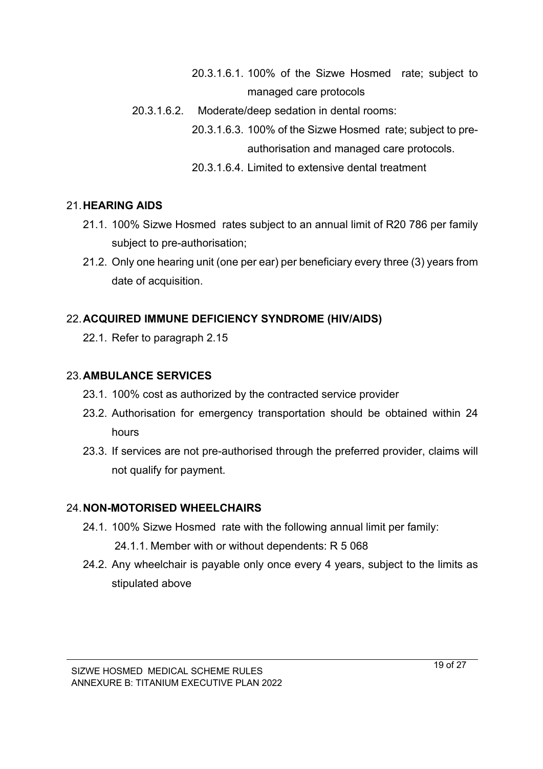20.3.1.6.1. 100% of the Sizwe Hosmed rate; subject to managed care protocols

20.3.1.6.2. Moderate/deep sedation in dental rooms:

20.3.1.6.3. 100% of the Sizwe Hosmed rate; subject to pre-authorisation and managed care protocols.

20.3.1.6.4. Limited to extensive dental treatment

## 21. HEARING AIDS

21.1. 100% Sizwe Hosmed rates subject to an annual limit of R20 786 per family subject to pre-authorisation;

21.2. Only one hearing unit (one per ear) per beneficiary every three (3) years from date of acquisition.

## 22. ACQUIRED IMMUNE DEFICIENCY SYNDROME (HIV/AIDS)

22.1. Refer to paragraph 2.15

## 23. AMBULANCE SERVICES

23.1. 100% cost as authorized by the contracted service provider

23.2. Authorisation for emergency transportation should be obtained within 24 hours

23.3. If services are not pre-authorised through the preferred provider, claims will not qualify for payment.

## 24. NON-MOTORISED WHEELCHAIRS

24.1. 100% Sizwe Hosmed rate with the following annual limit per family:

24.1.1. Member with or without dependents: R 5 068

24.2. Any wheelchair is payable only once every 4 years, subject to the limits as stipulated above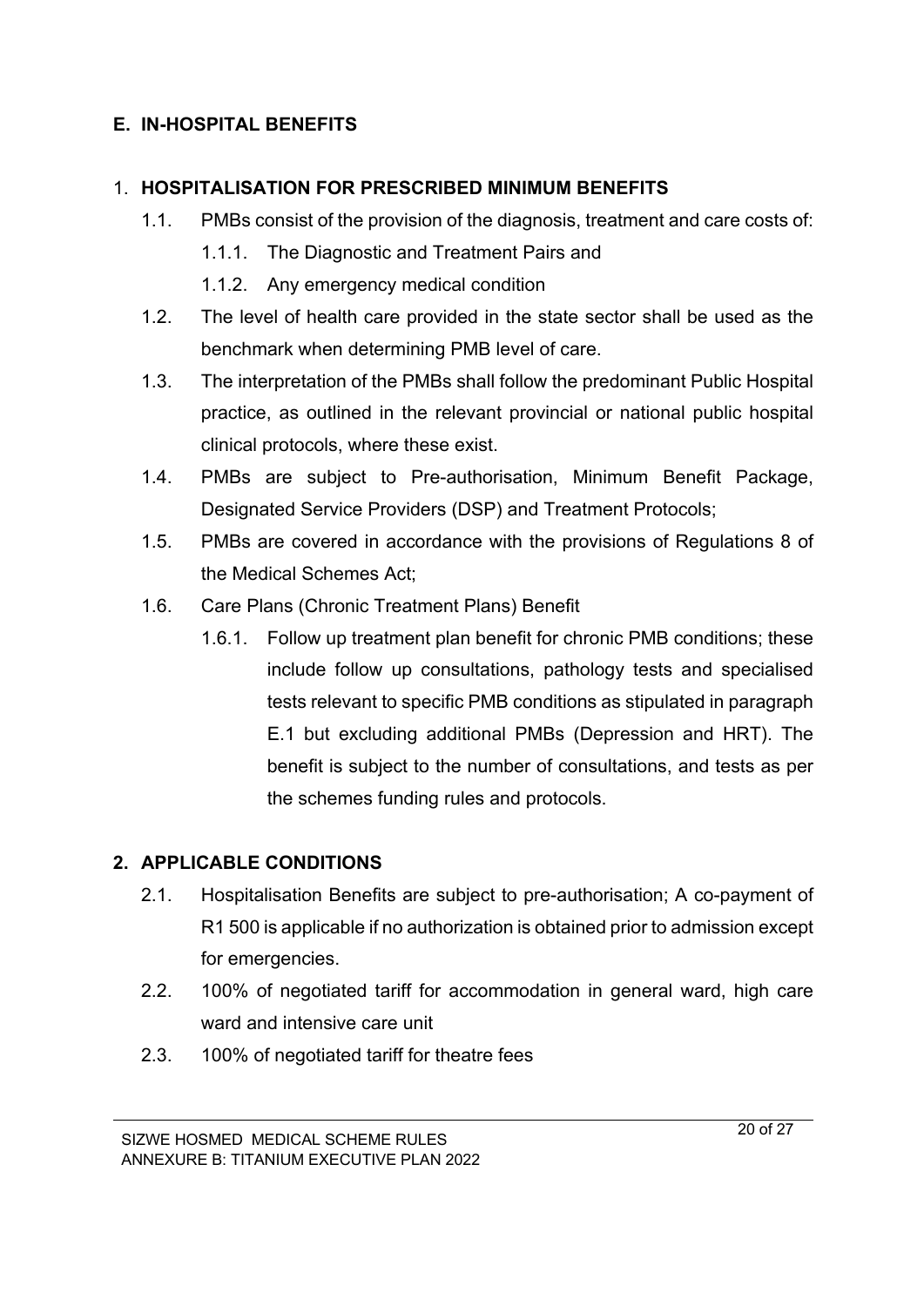## E. IN-HOSPITAL BENEFITS

### 1. HOSPITALISATION FOR PRESCRIBED MINIMUM BENEFITS

1.1. PMBs consist of the provision of the diagnosis, treatment and care costs of:

1.1.1. The Diagnostic and Treatment Pairs and

1.1.2. Any emergency medical condition

1.2. The level of health care provided in the state sector shall be used as the benchmark when determining PMB level of care.

1.3. The interpretation of the PMBs shall follow the predominant Public Hospital practice, as outlined in the relevant provincial or national public hospital clinical protocols, where these exist.

1.4. PMBs are subject to Pre-authorisation, Minimum Benefit Package, Designated Service Providers (DSP) and Treatment Protocols;

1.5. PMBs are covered in accordance with the provisions of Regulations 8 of the Medical Schemes Act;

1.6. Care Plans (Chronic Treatment Plans) Benefit

1.6.1. Follow up treatment plan benefit for chronic PMB conditions; these include follow up consultations, pathology tests and specialised tests relevant to specific PMB conditions as stipulated in paragraph E.1 but excluding additional PMBs (Depression and HRT). The benefit is subject to the number of consultations, and tests as per the schemes funding rules and protocols.

### 2. APPLICABLE CONDITIONS

2.1. Hospitalisation Benefits are subject to pre-authorisation; A co-payment of R1 500 is applicable if no authorization is obtained prior to admission except for emergencies.

2.2. 100% of negotiated tariff for accommodation in general ward, high care ward and intensive care unit

2.3. 100% of negotiated tariff for theatre fees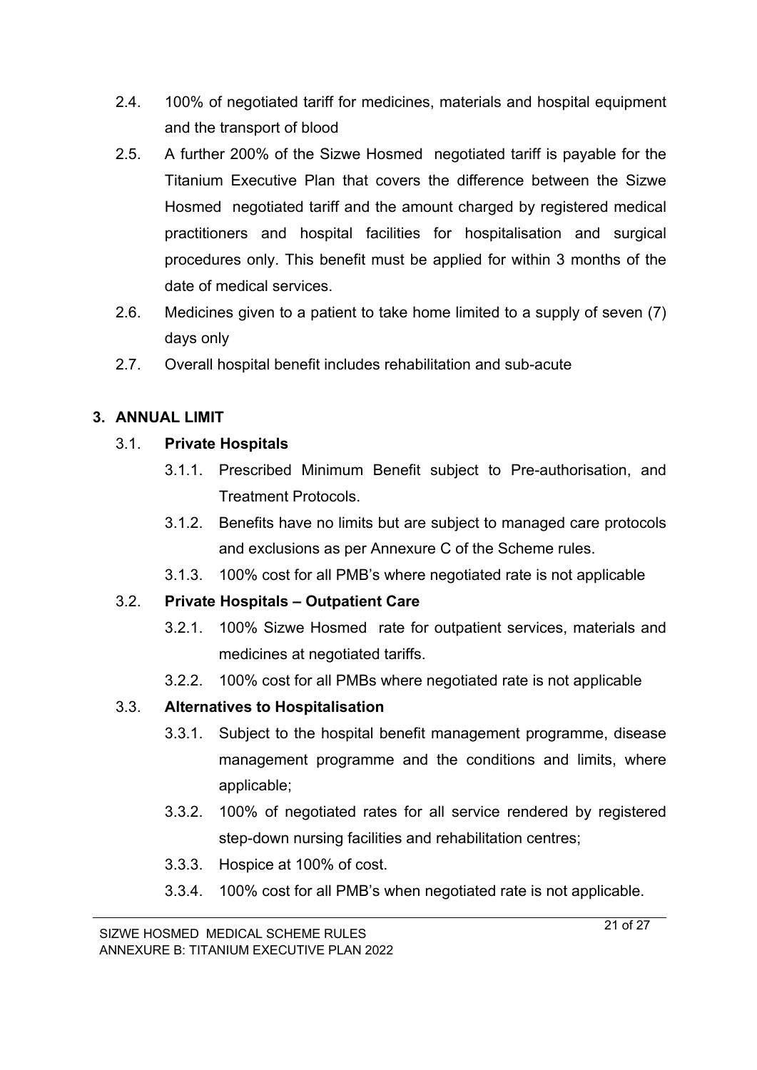2.4. 100% of negotiated tariff for medicines, materials and hospital equipment and the transport of blood

2.5. A further 200% of the Sizwe Hosmed negotiated tariff is payable for the Titanium Executive Plan that covers the difference between the Sizwe Hosmed negotiated tariff and the amount charged by registered medical practitioners and hospital facilities for hospitalisation and surgical procedures only. This benefit must be applied for within 3 months of the date of medical services.

2.6. Medicines given to a patient to take home limited to a supply of seven (7) days only

2.7. Overall hospital benefit includes rehabilitation and sub-acute

## 3. ANNUAL LIMIT

### 3.1. Private Hospitals

3.1.1. Prescribed Minimum Benefit subject to Pre-authorisation, and Treatment Protocols.

3.1.2. Benefits have no limits but are subject to managed care protocols and exclusions as per Annexure C of the Scheme rules.

3.1.3. 100% cost for all PMB's where negotiated rate is not applicable

### 3.2. Private Hospitals – Outpatient Care

3.2.1. 100% Sizwe Hosmed rate for outpatient services, materials and medicines at negotiated tariffs.

3.2.2. 100% cost for all PMBs where negotiated rate is not applicable

### 3.3. Alternatives to Hospitalisation

3.3.1. Subject to the hospital benefit management programme, disease management programme and the conditions and limits, where applicable;

3.3.2. 100% of negotiated rates for all service rendered by registered step-down nursing facilities and rehabilitation centres;

3.3.3. Hospice at 100% of cost.

3.3.4. 100% cost for all PMB's when negotiated rate is not applicable.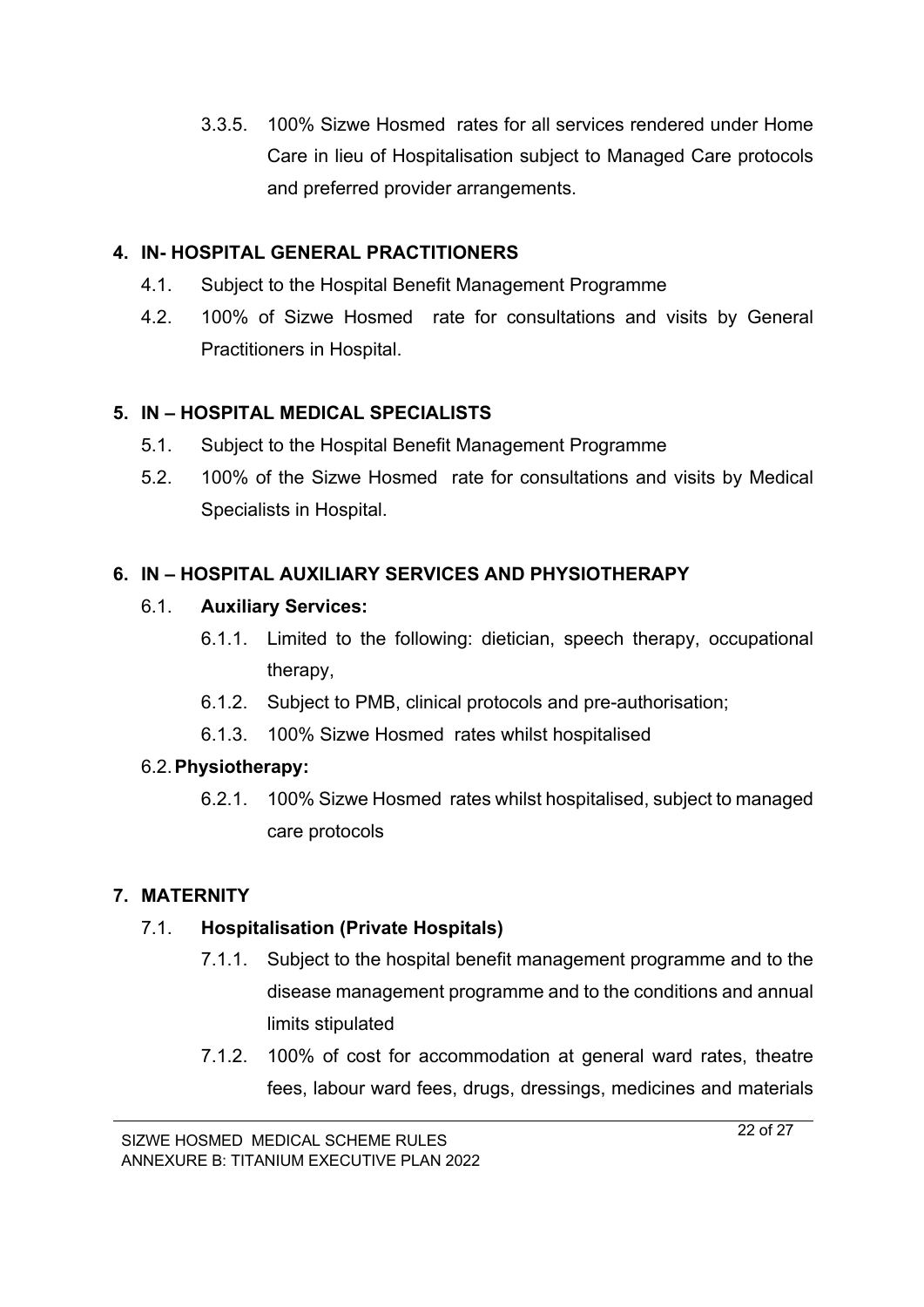3.3.5. 100% Sizwe Hosmed rates for all services rendered under Home Care in lieu of Hospitalisation subject to Managed Care protocols and preferred provider arrangements.

## 4. IN- HOSPITAL GENERAL PRACTITIONERS

4.1. Subject to the Hospital Benefit Management Programme

4.2. 100% of Sizwe Hosmed rate for consultations and visits by General Practitioners in Hospital.

## 5. IN – HOSPITAL MEDICAL SPECIALISTS

5.1. Subject to the Hospital Benefit Management Programme

5.2. 100% of the Sizwe Hosmed rate for consultations and visits by Medical Specialists in Hospital.

## 6. IN – HOSPITAL AUXILIARY SERVICES AND PHYSIOTHERAPY

### 6.1. Auxiliary Services:

6.1.1. Limited to the following: dietician, speech therapy, occupational therapy,

6.1.2. Subject to PMB, clinical protocols and pre-authorisation;

6.1.3. 100% Sizwe Hosmed rates whilst hospitalised

### 6.2. Physiotherapy:

6.2.1. 100% Sizwe Hosmed rates whilst hospitalised, subject to managed care protocols

## 7. MATERNITY

### 7.1. Hospitalisation (Private Hospitals)

7.1.1. Subject to the hospital benefit management programme and to the disease management programme and to the conditions and annual limits stipulated

7.1.2. 100% of cost for accommodation at general ward rates, theatre fees, labour ward fees, drugs, dressings, medicines and materials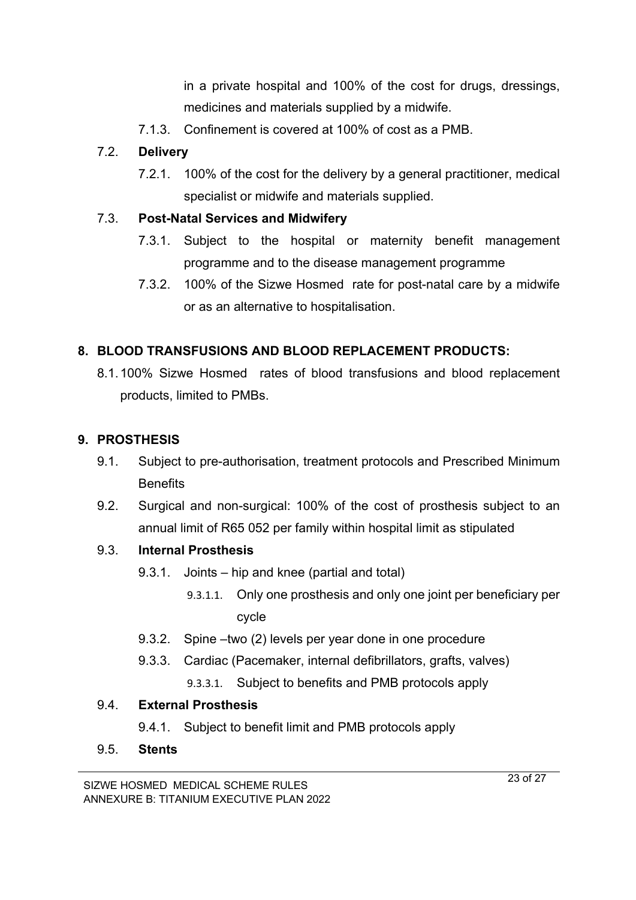in a private hospital and 100% of the cost for drugs, dressings, medicines and materials supplied by a midwife.

7.1.3. Confinement is covered at 100% of cost as a PMB.

7.2. **Delivery**

7.2.1. 100% of the cost for the delivery by a general practitioner, medical specialist or midwife and materials supplied.

7.3. **Post-Natal Services and Midwifery**

7.3.1. Subject to the hospital or maternity benefit management programme and to the disease management programme

7.3.2. 100% of the Sizwe Hosmed rate for post-natal care by a midwife or as an alternative to hospitalisation.

## 8. BLOOD TRANSFUSIONS AND BLOOD REPLACEMENT PRODUCTS:

8.1. 100% Sizwe Hosmed rates of blood transfusions and blood replacement products, limited to PMBs.

## 9. PROSTHESIS

9.1. Subject to pre-authorisation, treatment protocols and Prescribed Minimum Benefits

9.2. Surgical and non-surgical: 100% of the cost of prosthesis subject to an annual limit of R65 052 per family within hospital limit as stipulated

9.3. **Internal Prosthesis**

9.3.1. Joints – hip and knee (partial and total)

9.3.1.1. Only one prosthesis and only one joint per beneficiary per cycle

9.3.2. Spine –two (2) levels per year done in one procedure

9.3.3. Cardiac (Pacemaker, internal defibrillators, grafts, valves)

9.3.3.1. Subject to benefits and PMB protocols apply

9.4. **External Prosthesis**

9.4.1. Subject to benefit limit and PMB protocols apply

9.5. **Stents**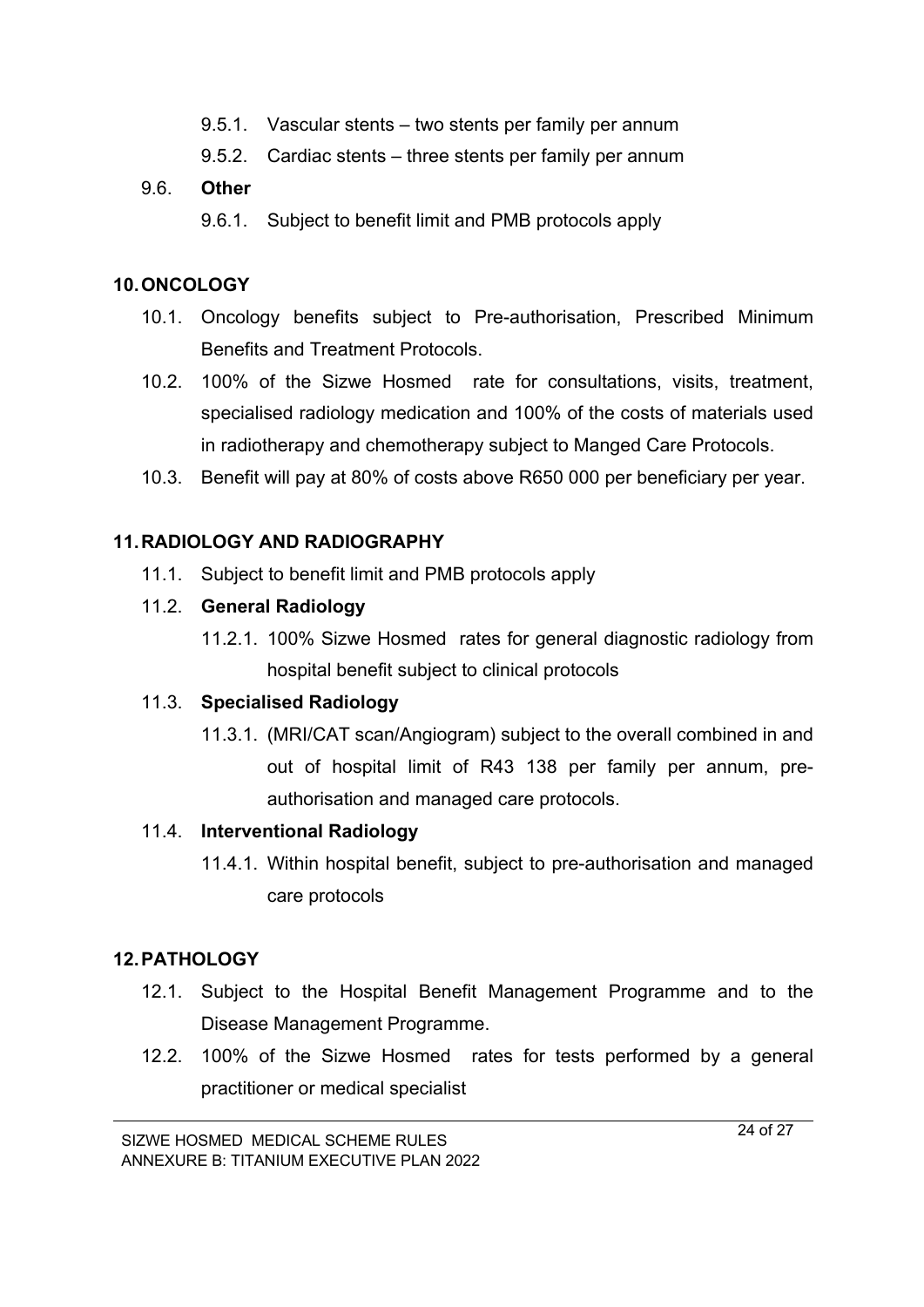9.5.1. Vascular stents – two stents per family per annum

9.5.2. Cardiac stents – three stents per family per annum

9.6. **Other**

9.6.1. Subject to benefit limit and PMB protocols apply

## 10. ONCOLOGY

10.1. Oncology benefits subject to Pre-authorisation, Prescribed Minimum Benefits and Treatment Protocols.

10.2. 100% of the Sizwe Hosmed rate for consultations, visits, treatment, specialised radiology medication and 100% of the costs of materials used in radiotherapy and chemotherapy subject to Manged Care Protocols.

10.3. Benefit will pay at 80% of costs above R650 000 per beneficiary per year.

## 11. RADIOLOGY AND RADIOGRAPHY

11.1. Subject to benefit limit and PMB protocols apply

11.2. **General Radiology**

11.2.1. 100% Sizwe Hosmed rates for general diagnostic radiology from hospital benefit subject to clinical protocols

11.3. **Specialised Radiology**

11.3.1. (MRI/CAT scan/Angiogram) subject to the overall combined in and out of hospital limit of R43 138 per family per annum, pre-authorisation and managed care protocols.

11.4. **Interventional Radiology**

11.4.1. Within hospital benefit, subject to pre-authorisation and managed care protocols

## 12. PATHOLOGY

12.1. Subject to the Hospital Benefit Management Programme and to the Disease Management Programme.

12.2. 100% of the Sizwe Hosmed rates for tests performed by a general practitioner or medical specialist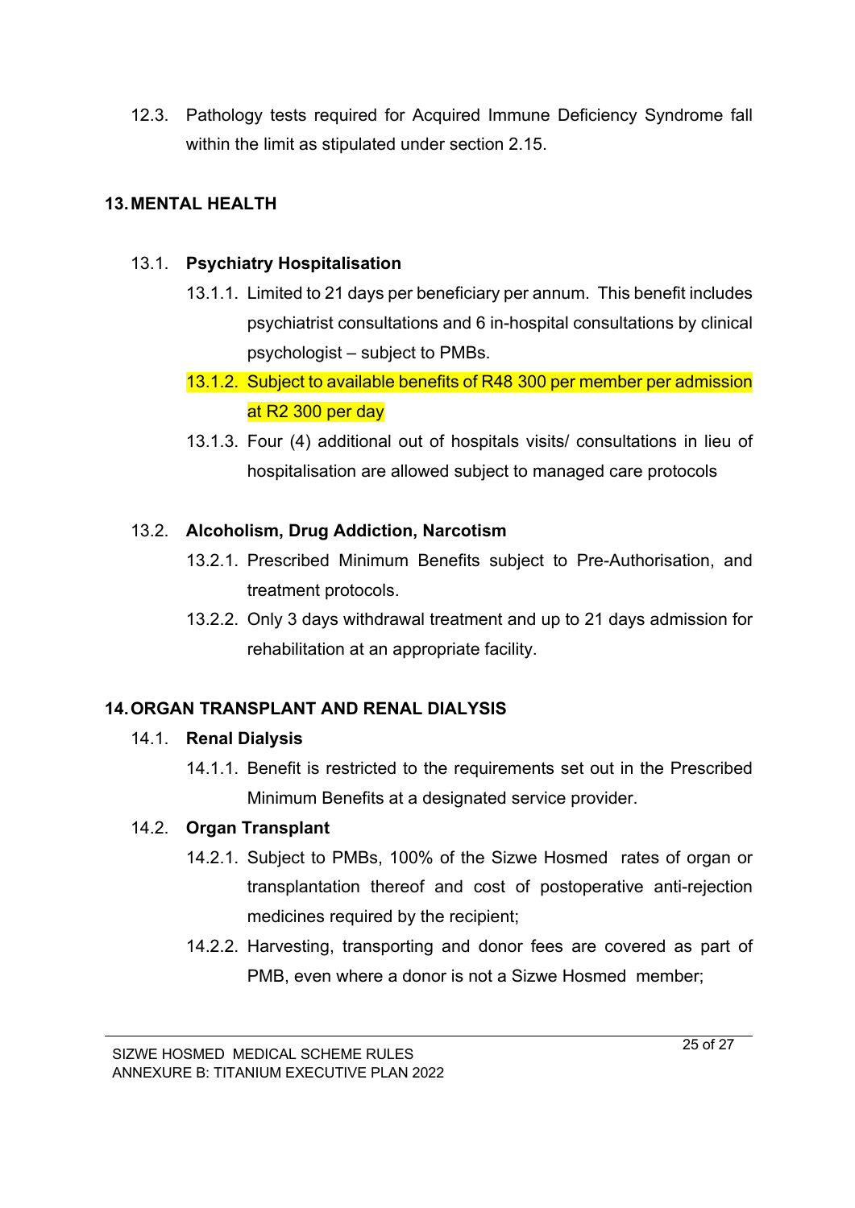12.3. Pathology tests required for Acquired Immune Deficiency Syndrome fall within the limit as stipulated under section 2.15.

## 13. MENTAL HEALTH

### 13.1. Psychiatry Hospitalisation

13.1.1. Limited to 21 days per beneficiary per annum. This benefit includes psychiatrist consultations and 6 in-hospital consultations by clinical psychologist – subject to PMBs.

13.1.2. Subject to available benefits of R48 300 per member per admission at R2 300 per day

13.1.3. Four (4) additional out of hospitals visits/ consultations in lieu of hospitalisation are allowed subject to managed care protocols

### 13.2. Alcoholism, Drug Addiction, Narcotism

13.2.1. Prescribed Minimum Benefits subject to Pre-Authorisation, and treatment protocols.

13.2.2. Only 3 days withdrawal treatment and up to 21 days admission for rehabilitation at an appropriate facility.

## 14. ORGAN TRANSPLANT AND RENAL DIALYSIS

### 14.1. Renal Dialysis

14.1.1. Benefit is restricted to the requirements set out in the Prescribed Minimum Benefits at a designated service provider.

### 14.2. Organ Transplant

14.2.1. Subject to PMBs, 100% of the Sizwe Hosmed rates of organ or transplantation thereof and cost of postoperative anti-rejection medicines required by the recipient;

14.2.2. Harvesting, transporting and donor fees are covered as part of PMB, even where a donor is not a Sizwe Hosmed member;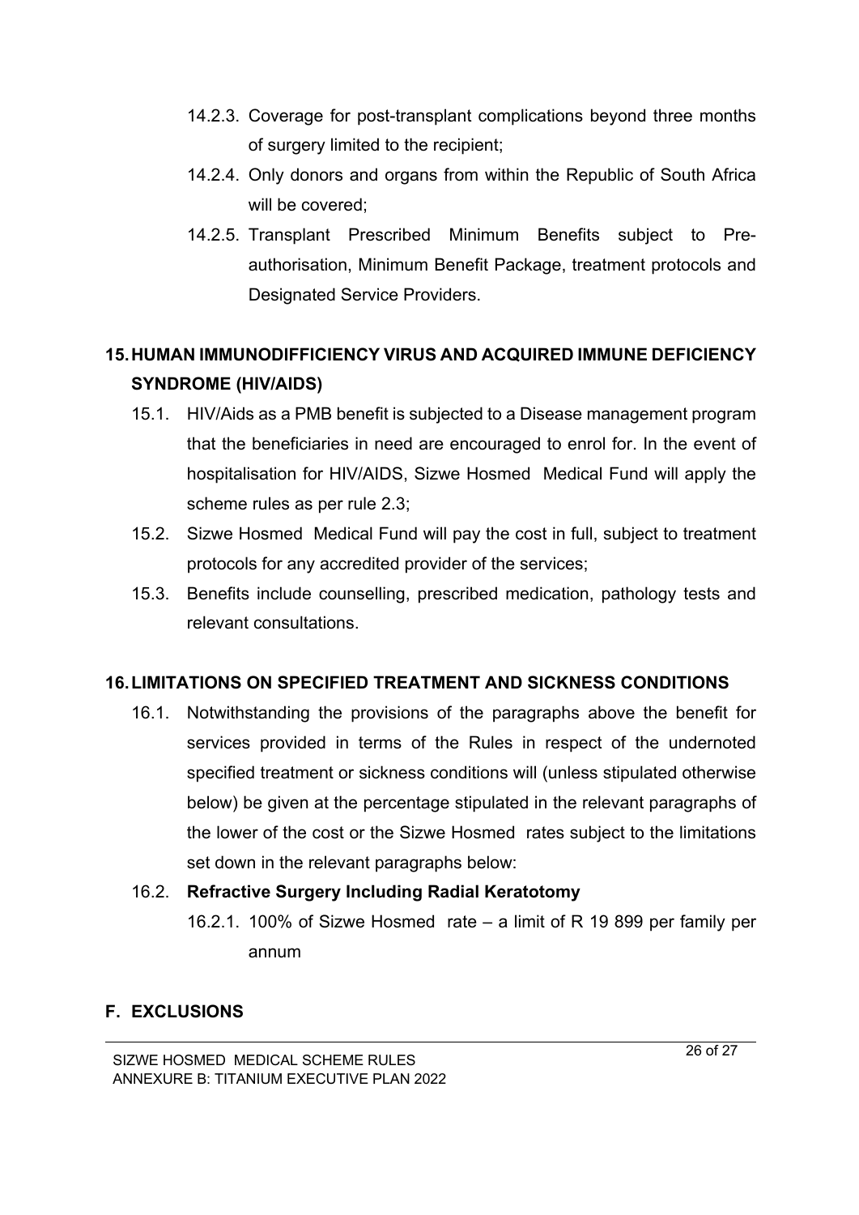- 14.2.3. Coverage for post-transplant complications beyond three months of surgery limited to the recipient;
- 14.2.4. Only donors and organs from within the Republic of South Africa will be covered;
- 14.2.5. Transplant Prescribed Minimum Benefits subject to Pre-authorisation, Minimum Benefit Package, treatment protocols and Designated Service Providers.

## 15. HUMAN IMMUNODIFFICIENCY VIRUS AND ACQUIRED IMMUNE DEFICIENCY SYNDROME (HIV/AIDS)

- 15.1. HIV/Aids as a PMB benefit is subjected to a Disease management program that the beneficiaries in need are encouraged to enrol for. In the event of hospitalisation for HIV/AIDS, Sizwe Hosmed Medical Fund will apply the scheme rules as per rule 2.3;
- 15.2. Sizwe Hosmed Medical Fund will pay the cost in full, subject to treatment protocols for any accredited provider of the services;
- 15.3. Benefits include counselling, prescribed medication, pathology tests and relevant consultations.

## 16. LIMITATIONS ON SPECIFIED TREATMENT AND SICKNESS CONDITIONS

- 16.1. Notwithstanding the provisions of the paragraphs above the benefit for services provided in terms of the Rules in respect of the undernoted specified treatment or sickness conditions will (unless stipulated otherwise below) be given at the percentage stipulated in the relevant paragraphs of the lower of the cost or the Sizwe Hosmed rates subject to the limitations set down in the relevant paragraphs below:
- 16.2. **Refractive Surgery Including Radial Keratotomy**
  - 16.2.1. 100% of Sizwe Hosmed rate – a limit of R 19 899 per family per annum

# F. EXCLUSIONS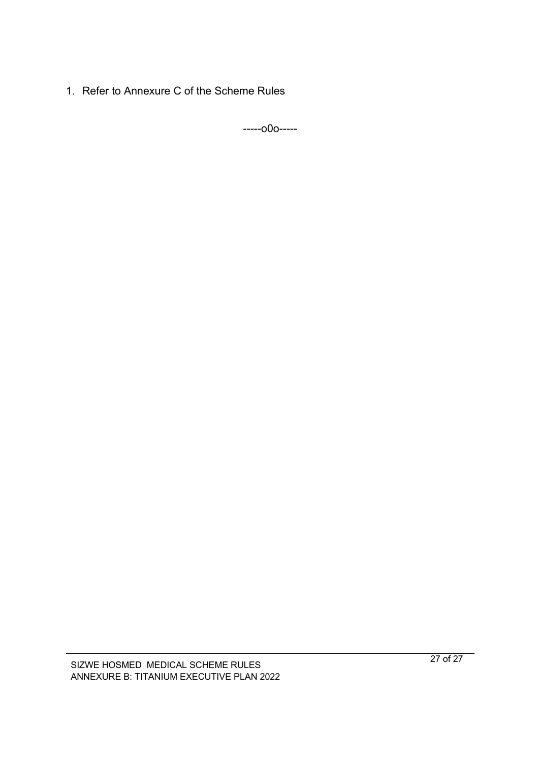1. Refer to Annexure C of the Scheme Rules

-----o0o-----